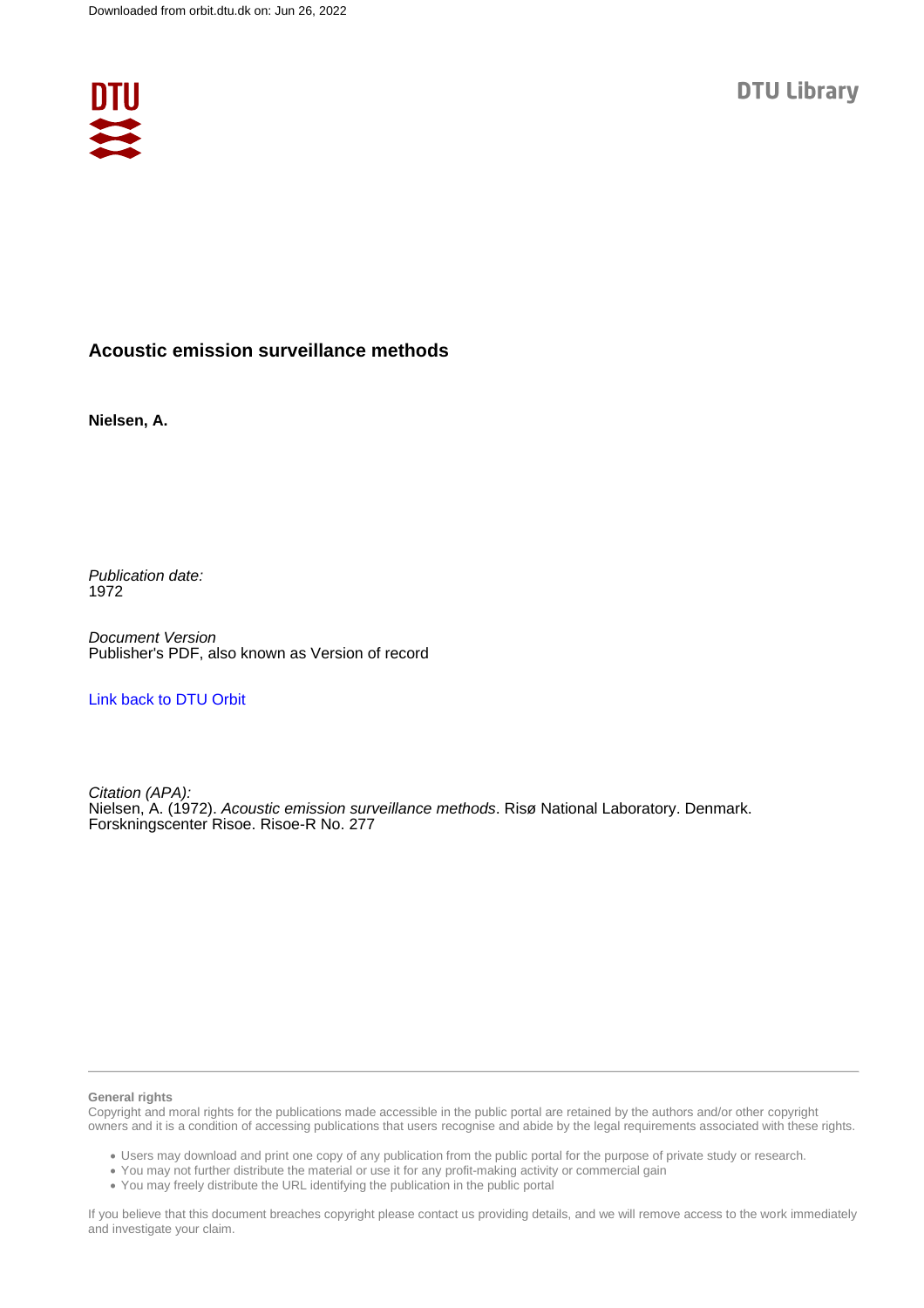Downloaded from orbit.dtu.dk on: Jun 26, 2022

DTU Library

**Acoustic emission surveillance methods**

**Nielsen, A.**

*Publication date:*
1972

*Document Version*
Publisher's PDF, also known as Version of record

Link back to DTU Orbit

*Citation (APA):*
Nielsen, A. (1972). *Acoustic emission surveillance methods*. Risø National Laboratory. Denmark. Forskningscenter Risoe. Risoe-R No. 277

**General rights**
Copyright and moral rights for the publications made accessible in the public portal are retained by the authors and/or other copyright owners and it is a condition of accessing publications that users recognise and abide by the legal requirements associated with these rights.

- Users may download and print one copy of any publication from the public portal for the purpose of private study or research.
- You may not further distribute the material or use it for any profit-making activity or commercial gain
- You may freely distribute the URL identifying the publication in the public portal

If you believe that this document breaches copyright please contact us providing details, and we will remove access to the work immediately and investigate your claim.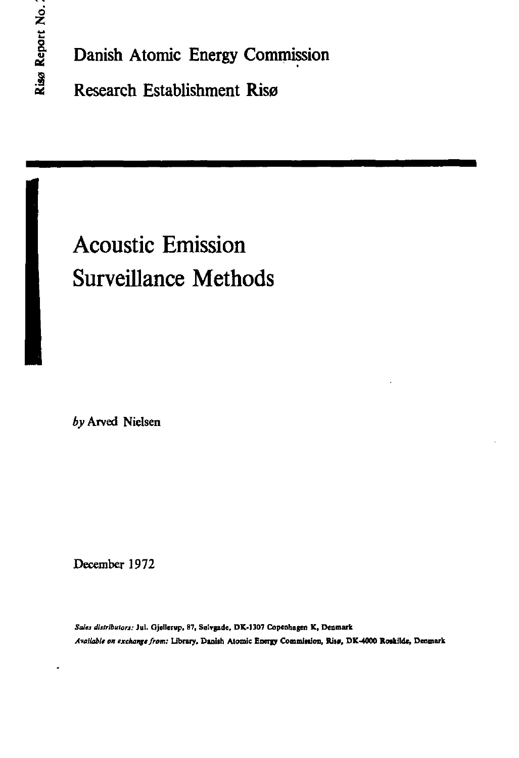Risø Report No. 2

Danish Atomic Energy Commission

Research Establishment Risø

# Acoustic Emission Surveillance Methods

*by* Arved Nielsen

December 1972

*Sales distributors:* Jul. Gjellerup, 87, Sølvgade, DK-1307 Copenhagen K, Denmark

*Available on exchange from:* Library, Danish Atomic Energy Commission, Risø, DK-4000 Roskilde, Denmark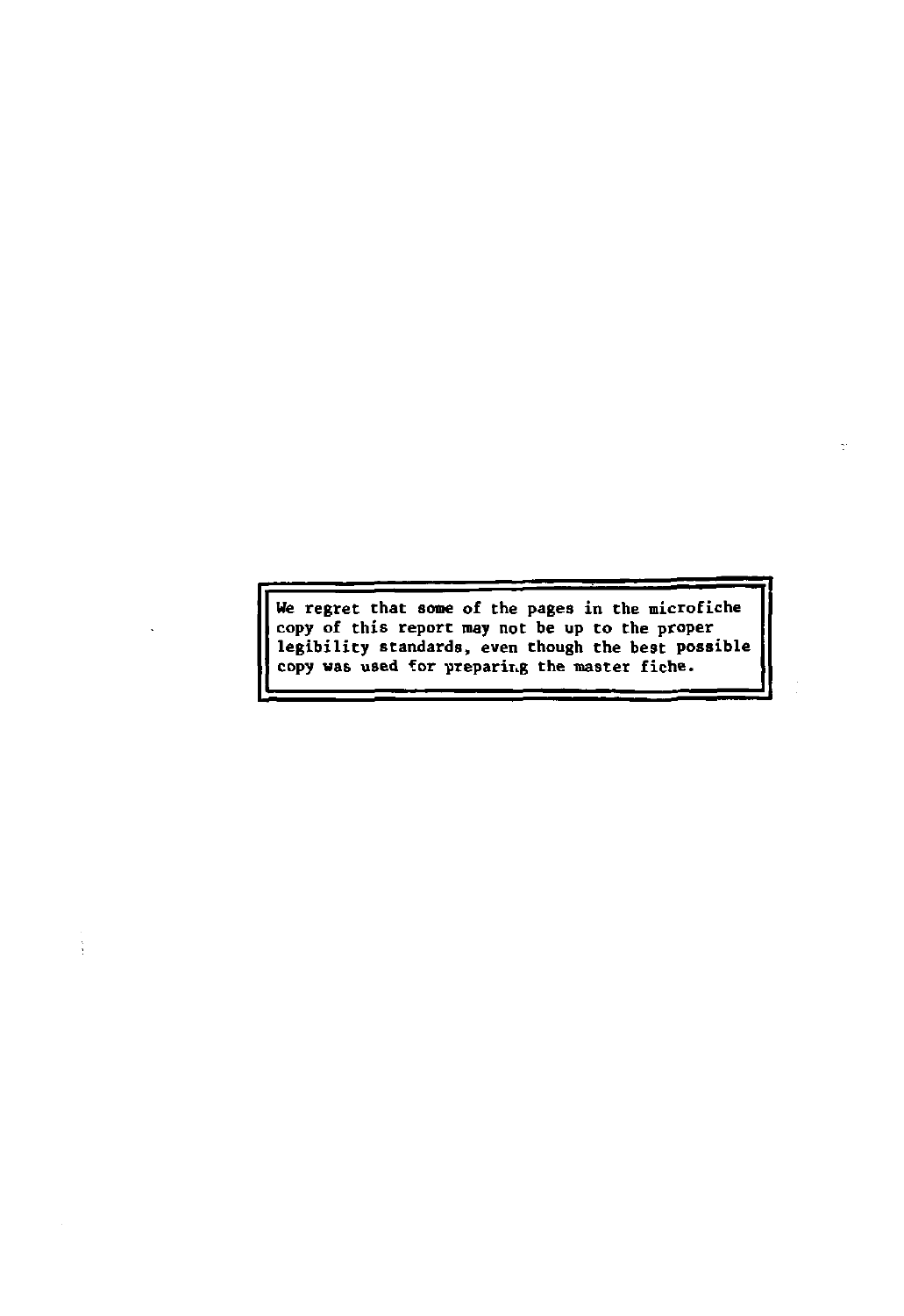We regret that some of the pages in the microfiche copy of this report may not be up to the proper legibility standards, even though the best possible copy was used for preparing the master fiche.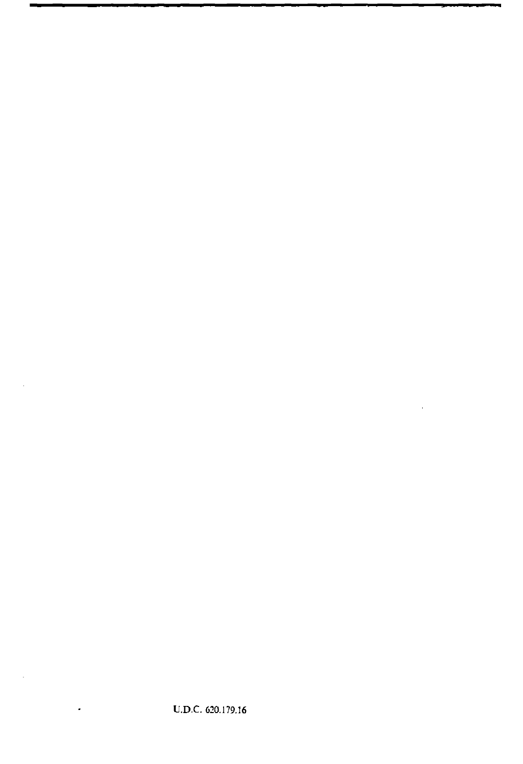U.D.C. 620.179.16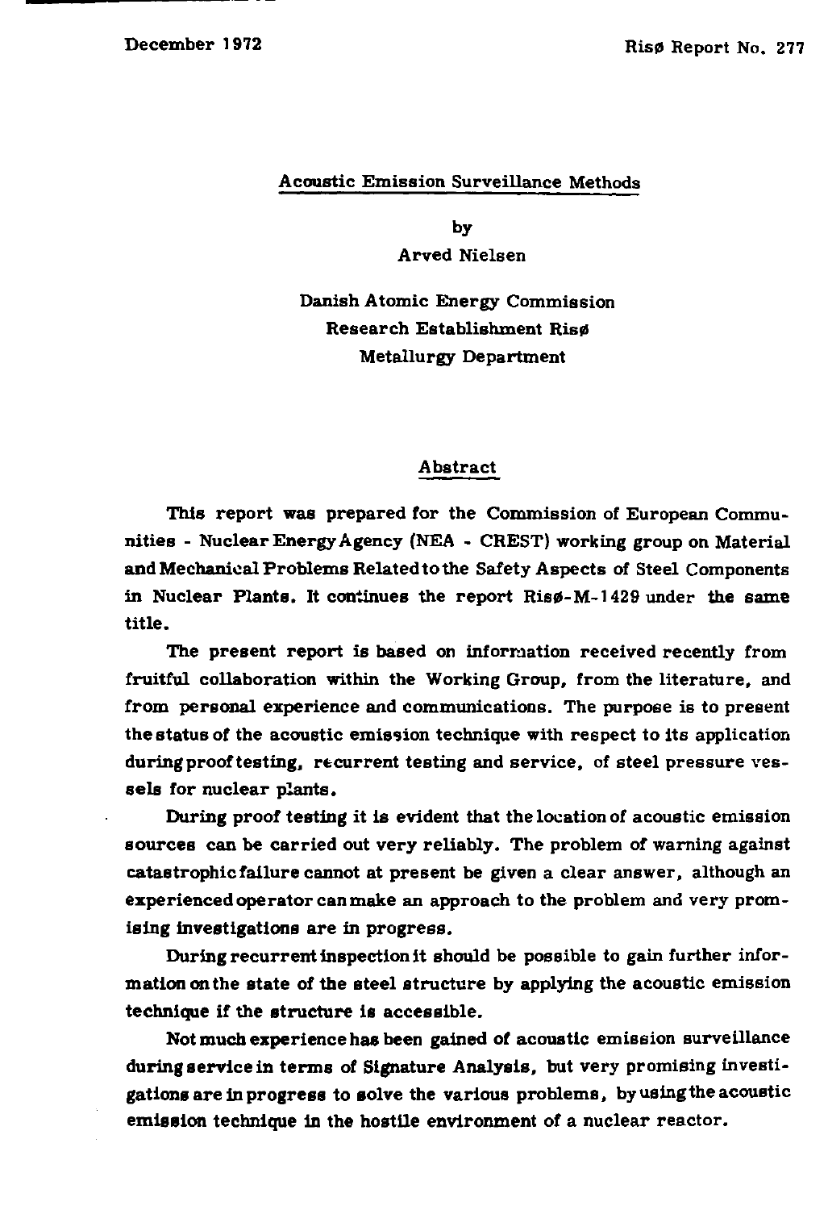December 1972

Risø Report No. 277

## Acoustic Emission Surveillance Methods

by

Arved Nielsen

Danish Atomic Energy Commission
Research Establishment Risø
Metallurgy Department

### Abstract

This report was prepared for the Commission of European Communities - Nuclear Energy Agency (NEA - CREST) working group on Material and Mechanical Problems Related to the Safety Aspects of Steel Components in Nuclear Plants. It continues the report Risø-M-1429 under the same title.

The present report is based on information received recently from fruitful collaboration within the Working Group, from the literature, and from personal experience and communications. The purpose is to present the status of the acoustic emission technique with respect to its application during proof testing, recurrent testing and service, of steel pressure vessels for nuclear plants.

During proof testing it is evident that the location of acoustic emission sources can be carried out very reliably. The problem of warning against catastrophic failure cannot at present be given a clear answer, although an experienced operator can make an approach to the problem and very promising investigations are in progress.

During recurrent inspection it should be possible to gain further information on the state of the steel structure by applying the acoustic emission technique if the structure is accessible.

Not much experience has been gained of acoustic emission surveillance during service in terms of Signature Analysis, but very promising investigations are in progress to solve the various problems, by using the acoustic emission technique in the hostile environment of a nuclear reactor.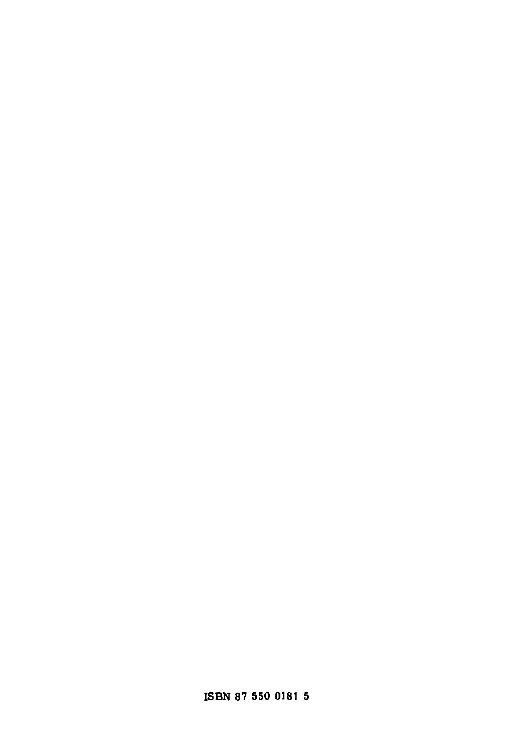ISBN 87 550 0181 5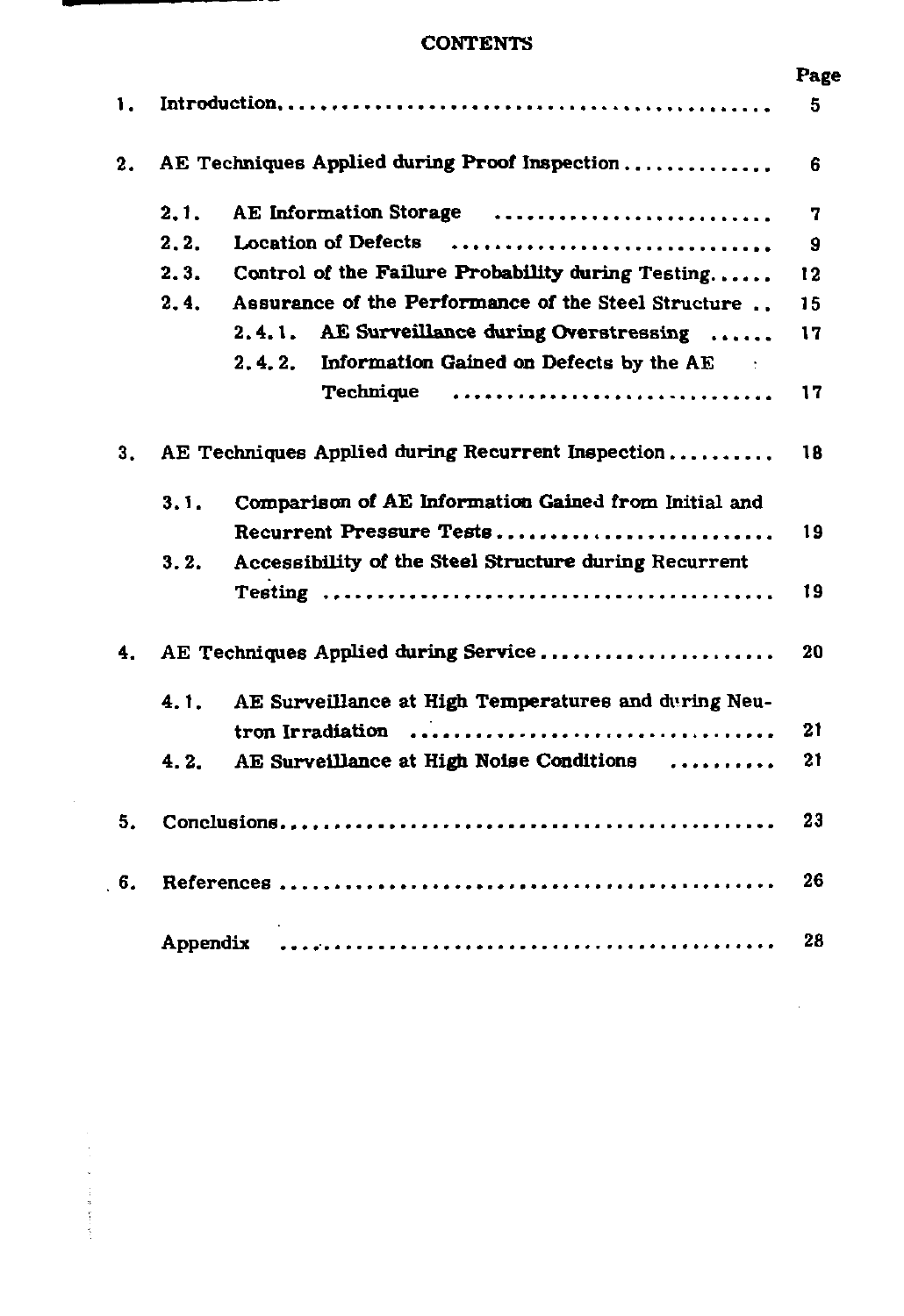# CONTENTS

| | | Page |
|---|---|---|
| 1. | Introduction | 5 |
| 2. | AE Techniques Applied during Proof Inspection | 6 |
| | 2.1. AE Information Storage | 7 |
| | 2.2. Location of Defects | 9 |
| | 2.3. Control of the Failure Probability during Testing | 12 |
| | 2.4. Assurance of the Performance of the Steel Structure | 15 |
| | 2.4.1. AE Surveillance during Overstressing | 17 |
| | 2.4.2. Information Gained on Defects by the AE Technique | 17 |
| 3. | AE Techniques Applied during Recurrent Inspection | 18 |
| | 3.1. Comparison of AE Information Gained from Initial and Recurrent Pressure Tests | 19 |
| | 3.2. Accessibility of the Steel Structure during Recurrent Testing | 19 |
| 4. | AE Techniques Applied during Service | 20 |
| | 4.1. AE Surveillance at High Temperatures and during Neutron Irradiation | 21 |
| | 4.2. AE Surveillance at High Noise Conditions | 21 |
| 5. | Conclusions | 23 |
| 6. | References | 26 |
| | Appendix | 28 |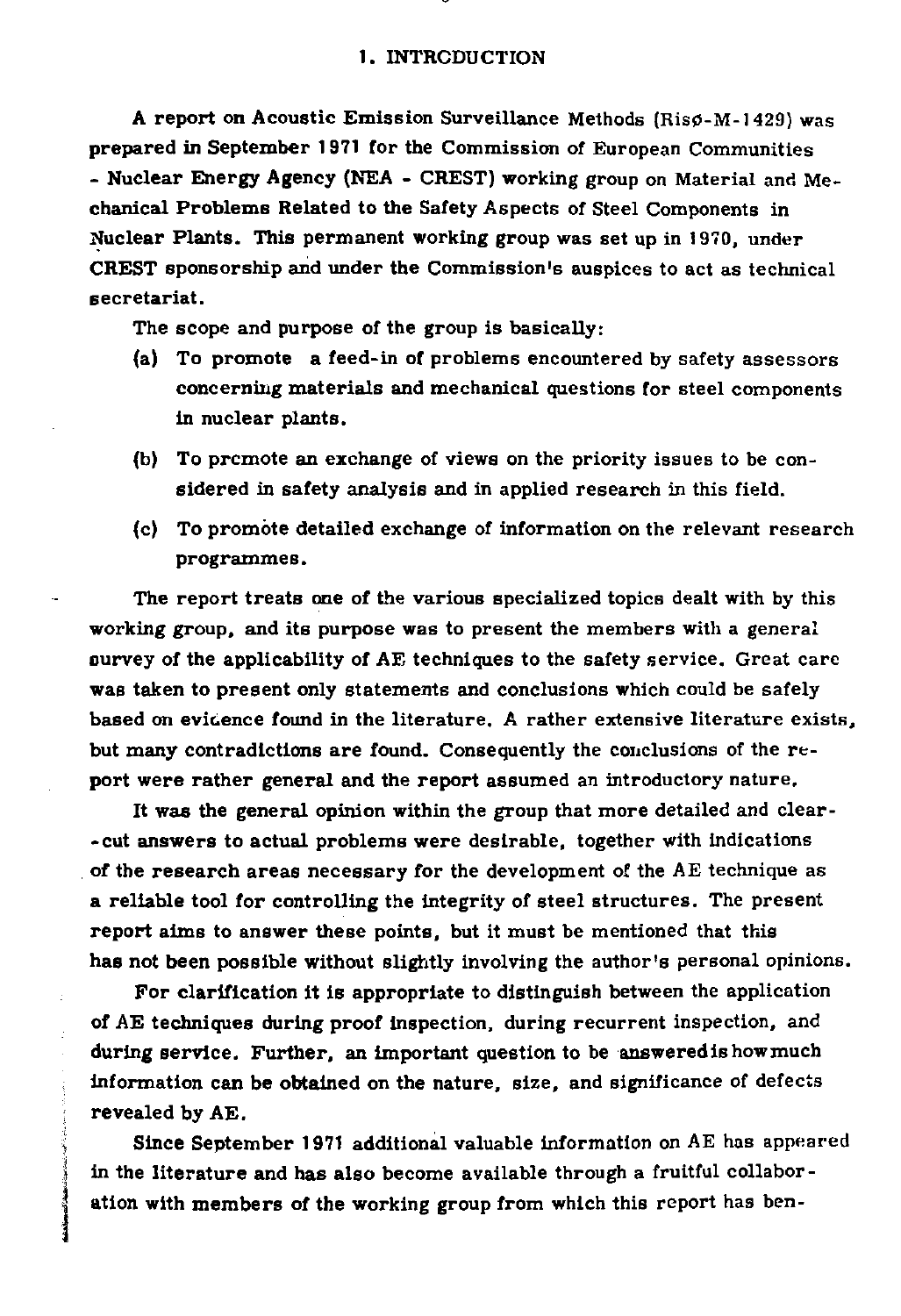## 1. INTRODUCTION

A report on Acoustic Emission Surveillance Methods (Risø-M-1429) was prepared in September 1971 for the Commission of European Communities - Nuclear Energy Agency (NEA - CREST) working group on Material and Mechanical Problems Related to the Safety Aspects of Steel Components in Nuclear Plants. This permanent working group was set up in 1970, under CREST sponsorship and under the Commission's auspices to act as technical secretariat.

The scope and purpose of the group is basically:

(a) To promote a feed-in of problems encountered by safety assessors concerning materials and mechanical questions for steel components in nuclear plants.

(b) To promote an exchange of views on the priority issues to be considered in safety analysis and in applied research in this field.

(c) To promote detailed exchange of information on the relevant research programmes.

The report treats one of the various specialized topics dealt with by this working group, and its purpose was to present the members with a general survey of the applicability of AE techniques to the safety service. Great care was taken to present only statements and conclusions which could be safely based on evidence found in the literature. A rather extensive literature exists, but many contradictions are found. Consequently the conclusions of the report were rather general and the report assumed an introductory nature.

It was the general opinion within the group that more detailed and clear-cut answers to actual problems were desirable, together with indications of the research areas necessary for the development of the AE technique as a reliable tool for controlling the integrity of steel structures. The present report aims to answer these points, but it must be mentioned that this has not been possible without slightly involving the author's personal opinions.

For clarification it is appropriate to distinguish between the application of AE techniques during proof inspection, during recurrent inspection, and during service. Further, an important question to be answered is how much information can be obtained on the nature, size, and significance of defects revealed by AE.

Since September 1971 additional valuable information on AE has appeared in the literature and has also become available through a fruitful collaboration with members of the working group from which this report has ben-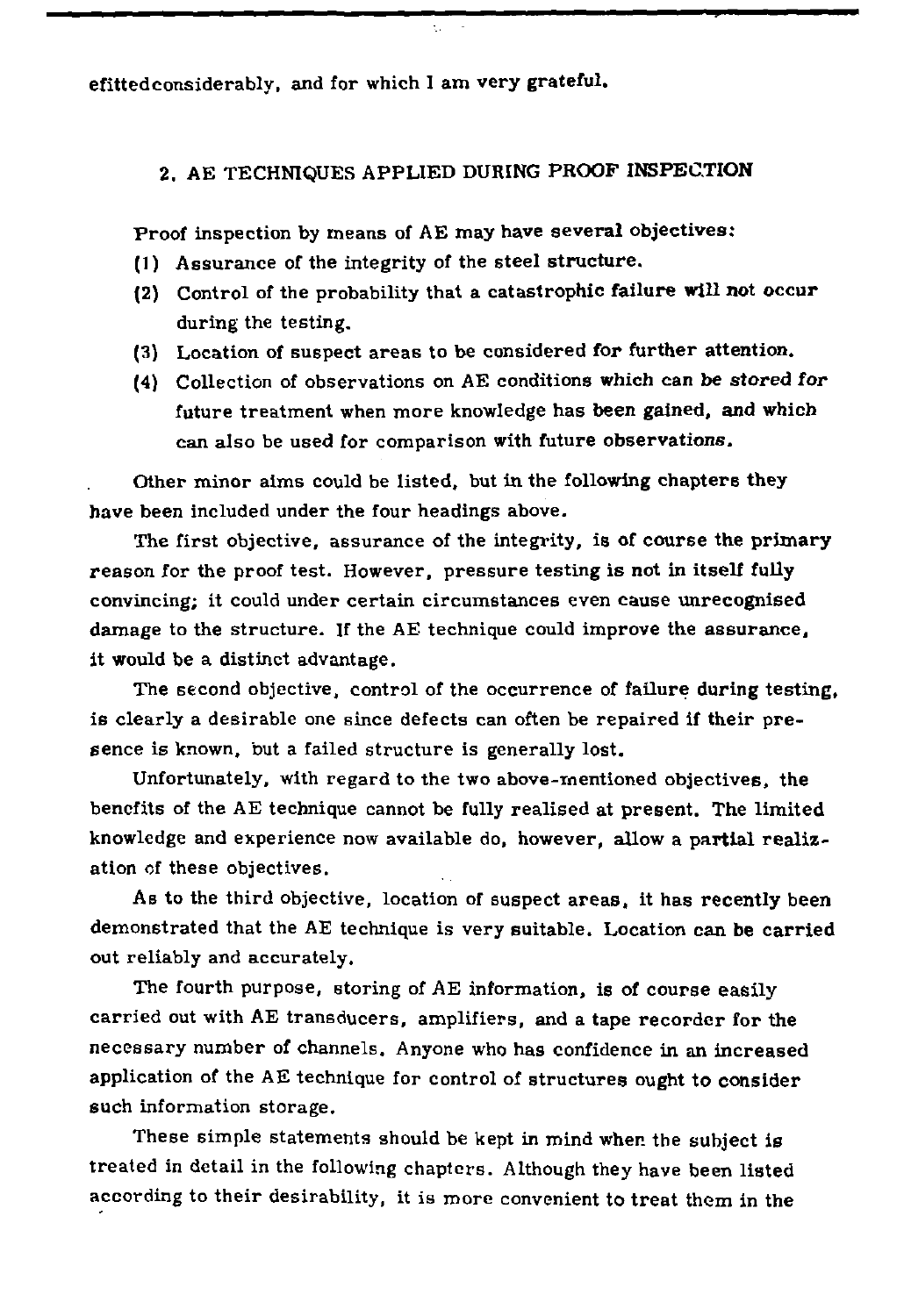efittedconsiderably, and for which I am very grateful.

## 2. AE TECHNIQUES APPLIED DURING PROOF INSPECTION

Proof inspection by means of AE may have several objectives:

(1) Assurance of the integrity of the steel structure.

(2) Control of the probability that a catastrophic failure will not occur during the testing.

(3) Location of suspect areas to be considered for further attention.

(4) Collection of observations on AE conditions which can be stored for future treatment when more knowledge has been gained, and which can also be used for comparison with future observations.

Other minor aims could be listed, but in the following chapters they have been included under the four headings above.

The first objective, assurance of the integrity, is of course the primary reason for the proof test. However, pressure testing is not in itself fully convincing; it could under certain circumstances even cause unrecognised damage to the structure. If the AE technique could improve the assurance, it would be a distinct advantage.

The second objective, control of the occurrence of failure during testing, is clearly a desirable one since defects can often be repaired if their presence is known, but a failed structure is generally lost.

Unfortunately, with regard to the two above-mentioned objectives, the benefits of the AE technique cannot be fully realised at present. The limited knowledge and experience now available do, however, allow a partial realization of these objectives.

As to the third objective, location of suspect areas, it has recently been demonstrated that the AE technique is very suitable. Location can be carried out reliably and accurately.

The fourth purpose, storing of AE information, is of course easily carried out with AE transducers, amplifiers, and a tape recorder for the necessary number of channels. Anyone who has confidence in an increased application of the AE technique for control of structures ought to consider such information storage.

These simple statements should be kept in mind when the subject is treated in detail in the following chapters. Although they have been listed according to their desirability, it is more convenient to treat them in the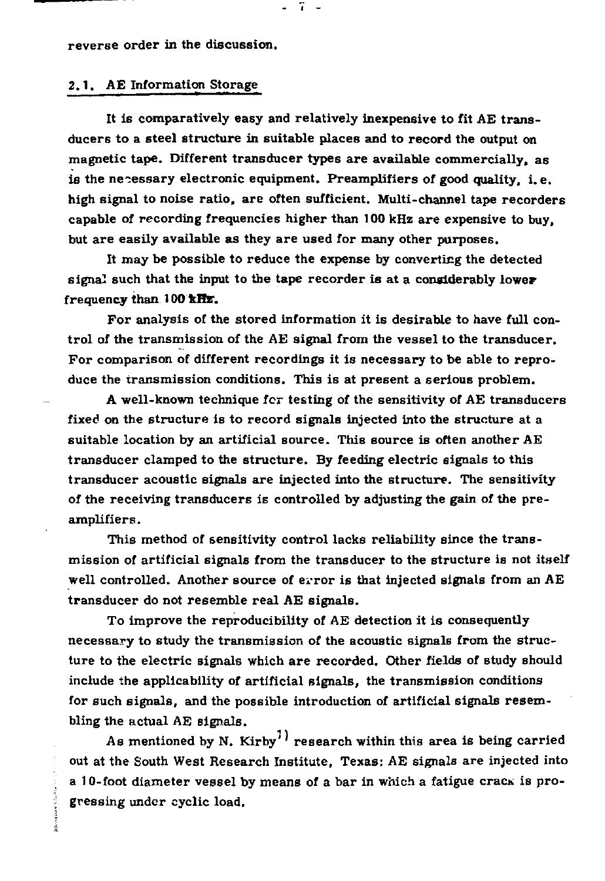reverse order in the discussion.

## 2.1. AE Information Storage

It is comparatively easy and relatively inexpensive to fit AE transducers to a steel structure in suitable places and to record the output on magnetic tape. Different transducer types are available commercially, as is the necessary electronic equipment. Preamplifiers of good quality, i.e. high signal to noise ratio, are often sufficient. Multi-channel tape recorders capable of recording frequencies higher than 100 kHz are expensive to buy, but are easily available as they are used for many other purposes.

It may be possible to reduce the expense by converting the detected signal such that the input to the tape recorder is at a considerably lower frequency than 100 kHz.

For analysis of the stored information it is desirable to have full control of the transmission of the AE signal from the vessel to the transducer. For comparison of different recordings it is necessary to be able to reproduce the transmission conditions. This is at present a serious problem.

A well-known technique for testing of the sensitivity of AE transducers fixed on the structure is to record signals injected into the structure at a suitable location by an artificial source. This source is often another AE transducer clamped to the structure. By feeding electric signals to this transducer acoustic signals are injected into the structure. The sensitivity of the receiving transducers is controlled by adjusting the gain of the preamplifiers.

This method of sensitivity control lacks reliability since the transmission of artificial signals from the transducer to the structure is not itself well controlled. Another source of error is that injected signals from an AE transducer do not resemble real AE signals.

To improve the reproducibility of AE detection it is consequently necessary to study the transmission of the acoustic signals from the structure to the electric signals which are recorded. Other fields of study should include the applicability of artificial signals, the transmission conditions for such signals, and the possible introduction of artificial signals resembling the actual AE signals.

As mentioned by N. Kirby[1] research within this area is being carried out at the South West Research Institute, Texas: AE signals are injected into a 10-foot diameter vessel by means of a bar in which a fatigue crack is progressing under cyclic load.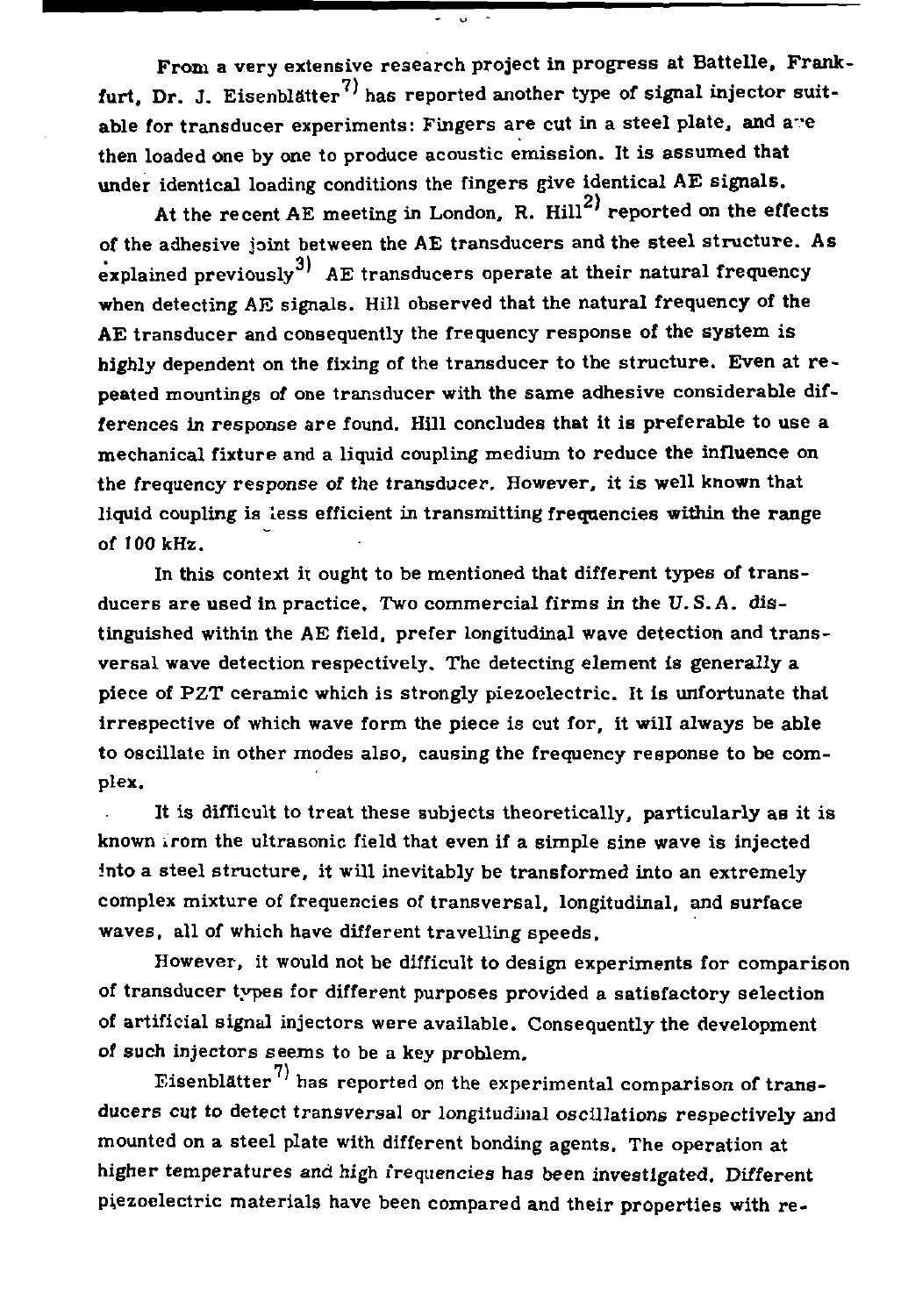From a very extensive research project in progress at Battelle, Frankfurt, Dr. J. Eisenblätter[7] has reported another type of signal injector suitable for transducer experiments: Fingers are cut in a steel plate, and are then loaded one by one to produce acoustic emission. It is assumed that under identical loading conditions the fingers give identical AE signals.

At the recent AE meeting in London, R. Hill[2] reported on the effects of the adhesive joint between the AE transducers and the steel structure. As explained previously[3] AE transducers operate at their natural frequency when detecting AE signals. Hill observed that the natural frequency of the AE transducer and consequently the frequency response of the system is highly dependent on the fixing of the transducer to the structure. Even at repeated mountings of one transducer with the same adhesive considerable differences in response are found. Hill concludes that it is preferable to use a mechanical fixture and a liquid coupling medium to reduce the influence on the frequency response of the transducer. However, it is well known that liquid coupling is less efficient in transmitting frequencies within the range of 100 kHz.

In this context it ought to be mentioned that different types of transducers are used in practice. Two commercial firms in the U.S.A. distinguished within the AE field, prefer longitudinal wave detection and transversal wave detection respectively. The detecting element is generally a piece of PZT ceramic which is strongly piezoelectric. It is unfortunate that irrespective of which wave form the piece is cut for, it will always be able to oscillate in other modes also, causing the frequency response to be complex.

It is difficult to treat these subjects theoretically, particularly as it is known from the ultrasonic field that even if a simple sine wave is injected into a steel structure, it will inevitably be transformed into an extremely complex mixture of frequencies of transversal, longitudinal, and surface waves, all of which have different travelling speeds.

However, it would not be difficult to design experiments for comparison of transducer types for different purposes provided a satisfactory selection of artificial signal injectors were available. Consequently the development of such injectors seems to be a key problem.

Eisenblätter[7] has reported on the experimental comparison of transducers cut to detect transversal or longitudinal oscillations respectively and mounted on a steel plate with different bonding agents. The operation at higher temperatures and high frequencies has been investigated. Different piezoelectric materials have been compared and their properties with re-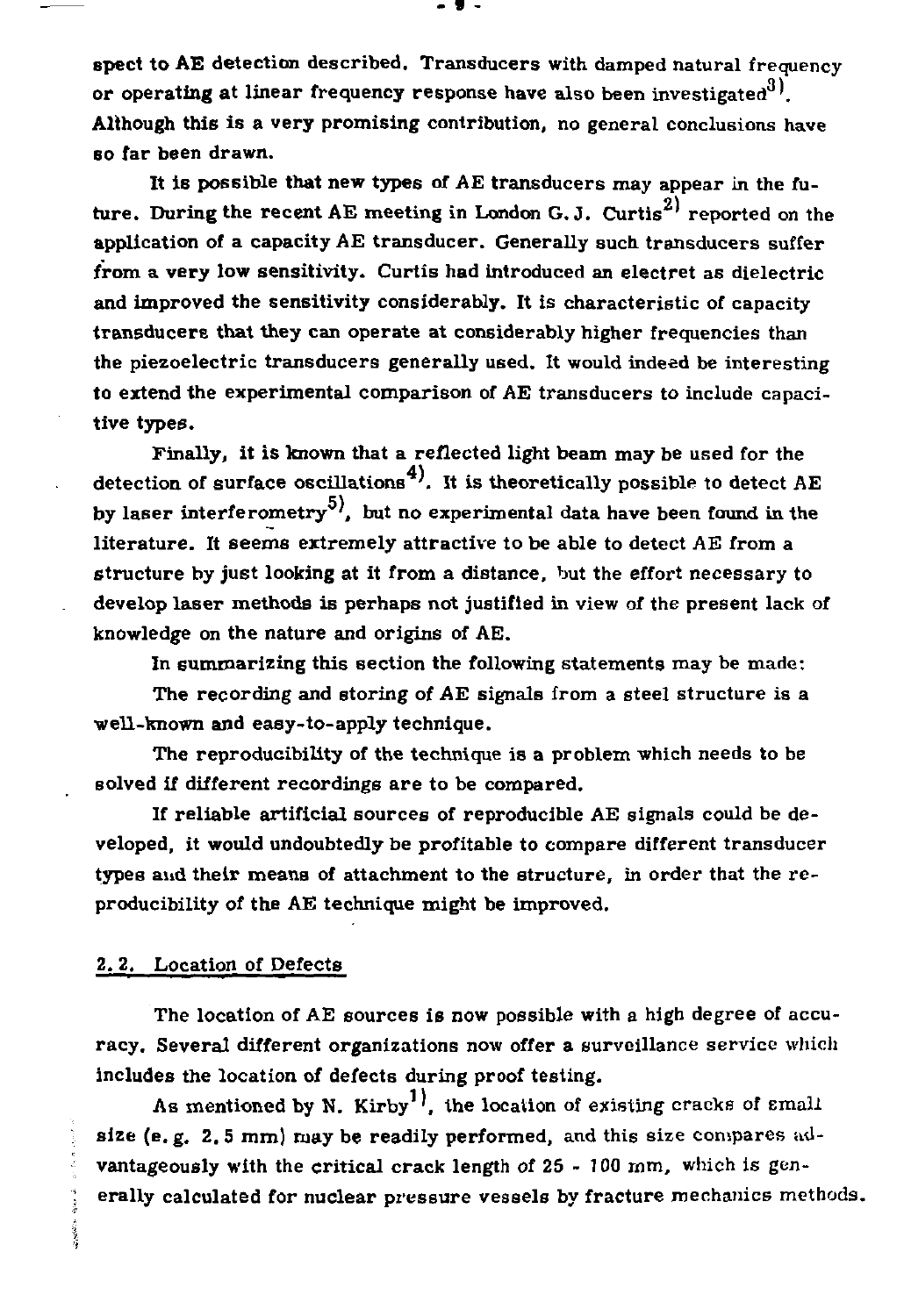spect to AE detection described. Transducers with damped natural frequency or operating at linear frequency response have also been investigated[3]. Although this is a very promising contribution, no general conclusions have so far been drawn.

It is possible that new types of AE transducers may appear in the future. During the recent AE meeting in London G. J. Curtis[2] reported on the application of a capacity AE transducer. Generally such transducers suffer from a very low sensitivity. Curtis had introduced an electret as dielectric and improved the sensitivity considerably. It is characteristic of capacity transducers that they can operate at considerably higher frequencies than the piezoelectric transducers generally used. It would indeed be interesting to extend the experimental comparison of AE transducers to include capacitive types.

Finally, it is known that a reflected light beam may be used for the detection of surface oscillations[4]. It is theoretically possible to detect AE by laser interferometry[5], but no experimental data have been found in the literature. It seems extremely attractive to be able to detect AE from a structure by just looking at it from a distance, but the effort necessary to develop laser methods is perhaps not justified in view of the present lack of knowledge on the nature and origins of AE.

In summarizing this section the following statements may be made:

The recording and storing of AE signals from a steel structure is a well-known and easy-to-apply technique.

The reproducibility of the technique is a problem which needs to be solved if different recordings are to be compared.

If reliable artificial sources of reproducible AE signals could be developed, it would undoubtedly be profitable to compare different transducer types and their means of attachment to the structure, in order that the reproducibility of the AE technique might be improved.

## 2.2. Location of Defects

The location of AE sources is now possible with a high degree of accuracy. Several different organizations now offer a surveillance service which includes the location of defects during proof testing.

As mentioned by N. Kirby[1], the location of existing cracks of small size (e.g. 2.5 mm) may be readily performed, and this size compares advantageously with the critical crack length of 25 - 100 mm, which is generally calculated for nuclear pressure vessels by fracture mechanics methods.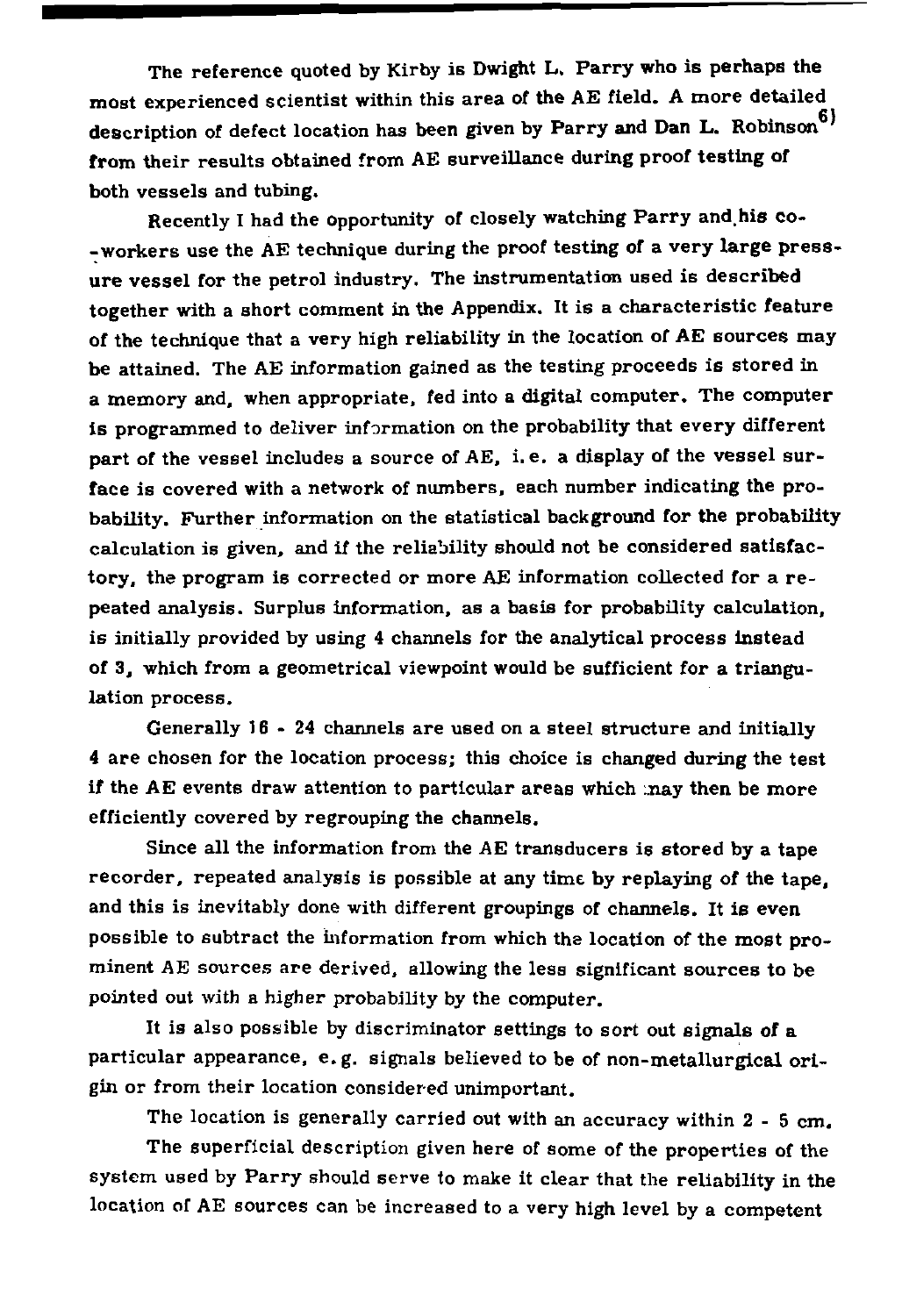The reference quoted by Kirby is Dwight L. Parry who is perhaps the most experienced scientist within this area of the AE field. A more detailed description of defect location has been given by Parry and Dan L. Robinson[6] from their results obtained from AE surveillance during proof testing of both vessels and tubing.

Recently I had the opportunity of closely watching Parry and his co-workers use the AE technique during the proof testing of a very large pressure vessel for the petrol industry. The instrumentation used is described together with a short comment in the Appendix. It is a characteristic feature of the technique that a very high reliability in the location of AE sources may be attained. The AE information gained as the testing proceeds is stored in a memory and, when appropriate, fed into a digital computer. The computer is programmed to deliver information on the probability that every different part of the vessel includes a source of AE, i.e. a display of the vessel surface is covered with a network of numbers, each number indicating the probability. Further information on the statistical background for the probability calculation is given, and if the reliability should not be considered satisfactory, the program is corrected or more AE information collected for a repeated analysis. Surplus information, as a basis for probability calculation, is initially provided by using 4 channels for the analytical process instead of 3, which from a geometrical viewpoint would be sufficient for a triangulation process.

Generally 16 - 24 channels are used on a steel structure and initially 4 are chosen for the location process; this choice is changed during the test if the AE events draw attention to particular areas which may then be more efficiently covered by regrouping the channels.

Since all the information from the AE transducers is stored by a tape recorder, repeated analysis is possible at any time by replaying of the tape, and this is inevitably done with different groupings of channels. It is even possible to subtract the information from which the location of the most prominent AE sources are derived, allowing the less significant sources to be pointed out with a higher probability by the computer.

It is also possible by discriminator settings to sort out signals of a particular appearance, e.g. signals believed to be of non-metallurgical origin or from their location considered unimportant.

The location is generally carried out with an accuracy within 2 - 5 cm.

The superficial description given here of some of the properties of the system used by Parry should serve to make it clear that the reliability in the location of AE sources can be increased to a very high level by a competent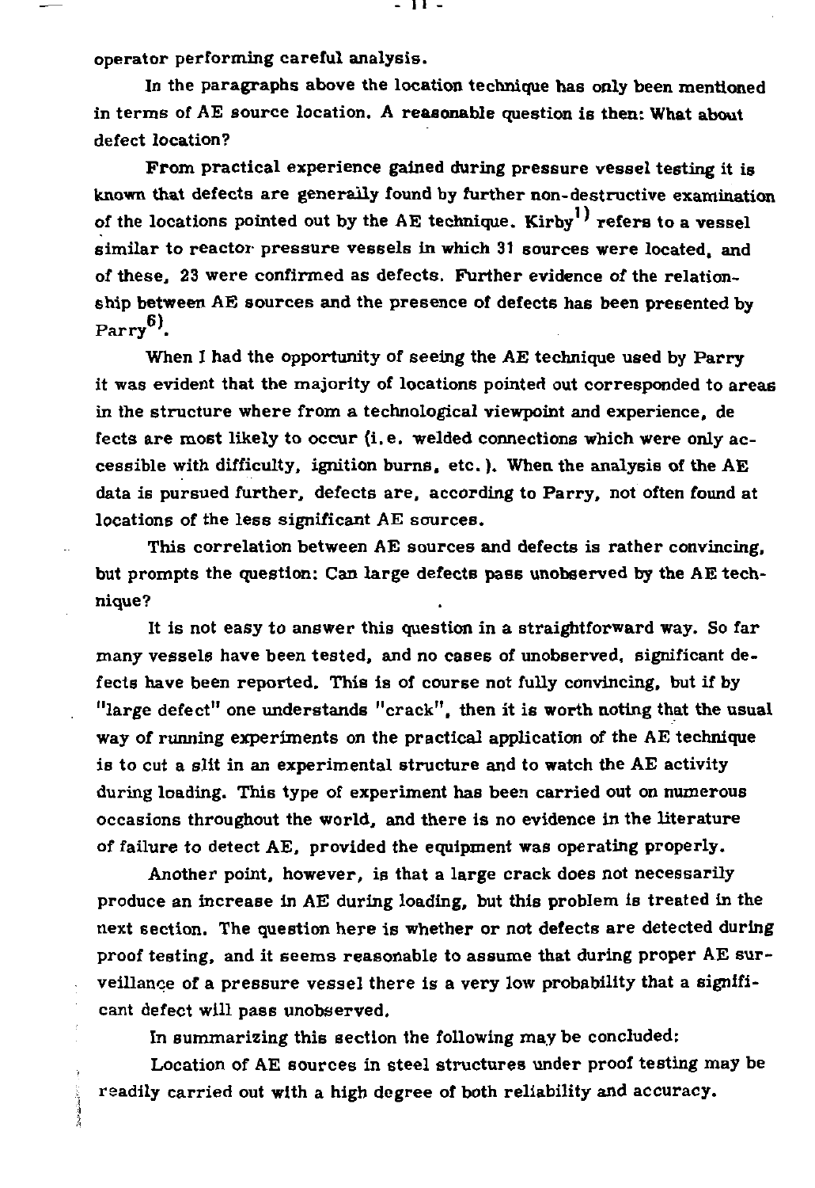operator performing careful analysis.

In the paragraphs above the location technique has only been mentioned in terms of AE source location. A reasonable question is then: What about defect location?

From practical experience gained during pressure vessel testing it is known that defects are generally found by further non-destructive examination of the locations pointed out by the AE technique. Kirby[1] refers to a vessel similar to reactor pressure vessels in which 31 sources were located, and of these, 23 were confirmed as defects. Further evidence of the relationship between AE sources and the presence of defects has been presented by Parry[6].

When I had the opportunity of seeing the AE technique used by Parry it was evident that the majority of locations pointed out corresponded to areas in the structure where from a technological viewpoint and experience, defects are most likely to occur (i.e. welded connections which were only accessible with difficulty, ignition burns, etc.). When the analysis of the AE data is pursued further, defects are, according to Parry, not often found at locations of the less significant AE sources.

This correlation between AE sources and defects is rather convincing, but prompts the question: Can large defects pass unobserved by the AE technique?

It is not easy to answer this question in a straightforward way. So far many vessels have been tested, and no cases of unobserved, significant defects have been reported. This is of course not fully convincing, but if by "large defect" one understands "crack", then it is worth noting that the usual way of running experiments on the practical application of the AE technique is to cut a slit in an experimental structure and to watch the AE activity during loading. This type of experiment has been carried out on numerous occasions throughout the world, and there is no evidence in the literature of failure to detect AE, provided the equipment was operating properly.

Another point, however, is that a large crack does not necessarily produce an increase in AE during loading, but this problem is treated in the next section. The question here is whether or not defects are detected during proof testing, and it seems reasonable to assume that during proper AE surveillance of a pressure vessel there is a very low probability that a significant defect will pass unobserved.

In summarizing this section the following may be concluded:

Location of AE sources in steel structures under proof testing may be readily carried out with a high degree of both reliability and accuracy.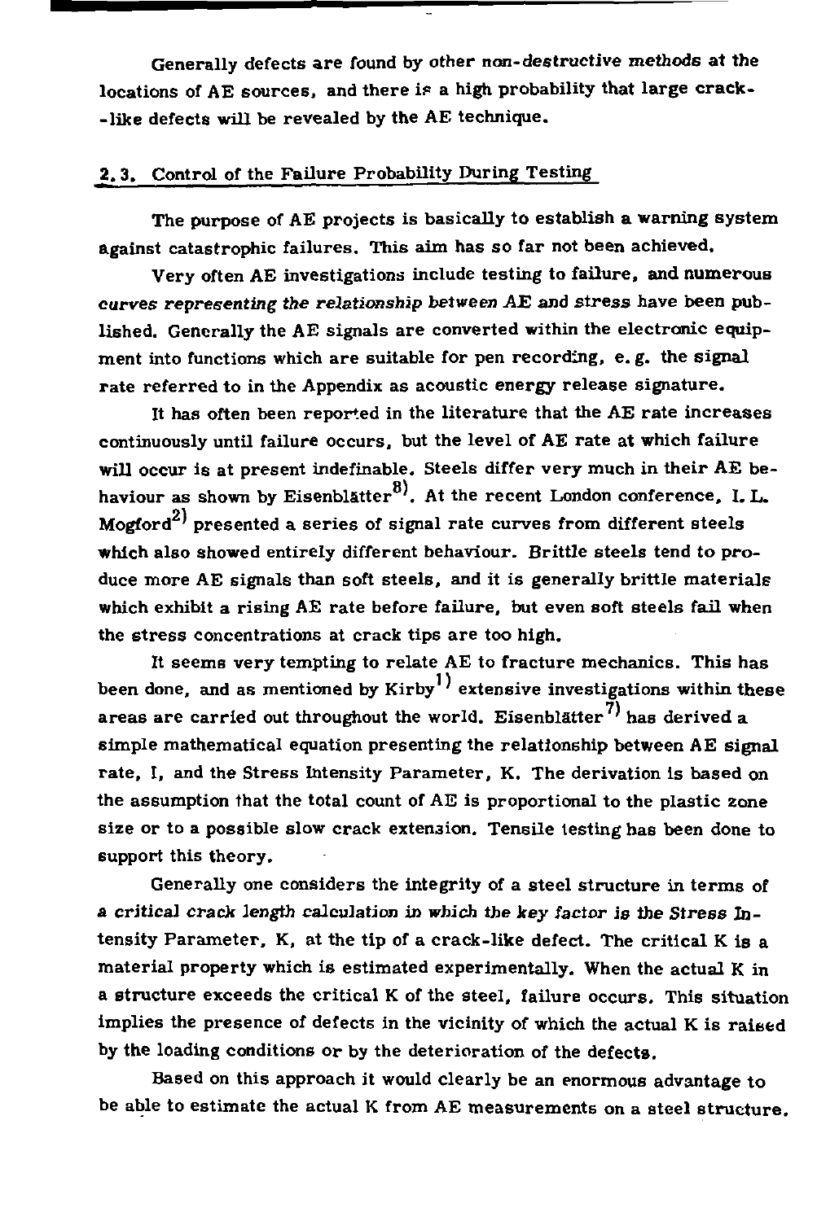Generally defects are found by other *non-destructive methods* at the locations of AE sources, and there is a high probability that large crack-like defects will be revealed by the AE technique.

## 2.3. Control of the Failure Probability During Testing

The purpose of AE projects is basically to establish a warning system against catastrophic failures. This aim has so far not been achieved.

Very often AE investigations include testing to failure, and numerous *curves representing the relationship between* AE and stress have been published. Generally the AE signals are converted within the electronic equipment into functions which are suitable for pen recording, e.g. the signal rate referred to in the Appendix as acoustic energy release signature.

It has often been reported in the literature that the AE rate increases continuously until failure occurs, but the level of AE rate at which failure will occur is at present indefinable. Steels differ very much in their AE behaviour as shown by Eisenblätter[8]. At the recent London conference, I. L. Mogford[2] presented a series of signal rate curves from different steels which also showed entirely different behaviour. Brittle steels tend to produce more AE signals than soft steels, and it is generally brittle materials which exhibit a rising AE rate before failure, but even soft steels fail when the stress concentrations at crack tips are too high.

It seems very tempting to relate AE to fracture mechanics. This has been done, and as mentioned by Kirby[1] extensive investigations within these areas are carried out throughout the world. Eisenblätter[7] has derived a simple mathematical equation presenting the relationship between AE signal rate, I, and the Stress Intensity Parameter, K. The derivation is based on the assumption that the total count of AE is proportional to the plastic zone size or to a possible slow crack extension. Tensile testing has been done to support this theory.

Generally one considers the integrity of a steel structure in terms of *a critical crack length calculation in which the key factor is the Stress Intensity Parameter*, K, at the tip of a crack-like defect. The critical K is a material property which is estimated experimentally. When the actual K in a structure exceeds the critical K of the steel, failure occurs. This situation implies the presence of defects in the vicinity of which the actual K is raised by the loading conditions or by the deterioration of the defects.

Based on this approach it would clearly be an enormous advantage to be able to estimate the actual K from AE measurements on a steel structure.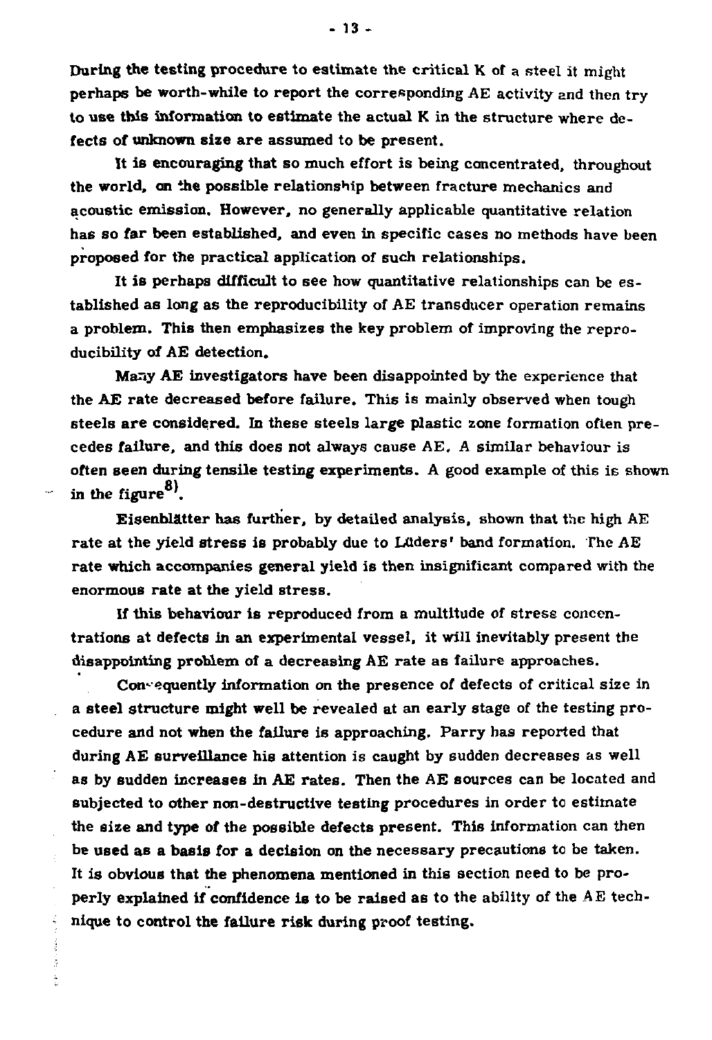During the testing procedure to estimate the critical K of a steel it might perhaps be worth-while to report the corresponding AE activity and then try to use this information to estimate the actual K in the structure where defects of unknown size are assumed to be present.

It is encouraging that so much effort is being concentrated, throughout the world, on the possible relationship between fracture mechanics and acoustic emission. However, no generally applicable quantitative relation has so far been established, and even in specific cases no methods have been proposed for the practical application of such relationships.

It is perhaps difficult to see how quantitative relationships can be established as long as the reproducibility of AE transducer operation remains a problem. This then emphasizes the key problem of improving the reproducibility of AE detection.

Many AE investigators have been disappointed by the experience that the AE rate decreased before failure. This is mainly observed when tough steels are considered. In these steels large plastic zone formation often precedes failure, and this does not always cause AE. A similar behaviour is often seen during tensile testing experiments. A good example of this is shown in the figure[8].

Eisenblätter has further, by detailed analysis, shown that the high AE rate at the yield stress is probably due to Lüders' band formation. The AE rate which accompanies general yield is then insignificant compared with the enormous rate at the yield stress.

If this behaviour is reproduced from a multitude of stress concentrations at defects in an experimental vessel, it will inevitably present the disappointing problem of a decreasing AE rate as failure approaches.

Consequently information on the presence of defects of critical size in a steel structure might well be revealed at an early stage of the testing procedure and not when the failure is approaching. Parry has reported that during AE surveillance his attention is caught by sudden decreases as well as by sudden increases in AE rates. Then the AE sources can be located and subjected to other non-destructive testing procedures in order to estimate the size and type of the possible defects present. This information can then be used as a basis for a decision on the necessary precautions to be taken. It is obvious that the phenomena mentioned in this section need to be properly explained if confidence is to be raised as to the ability of the AE technique to control the failure risk during proof testing.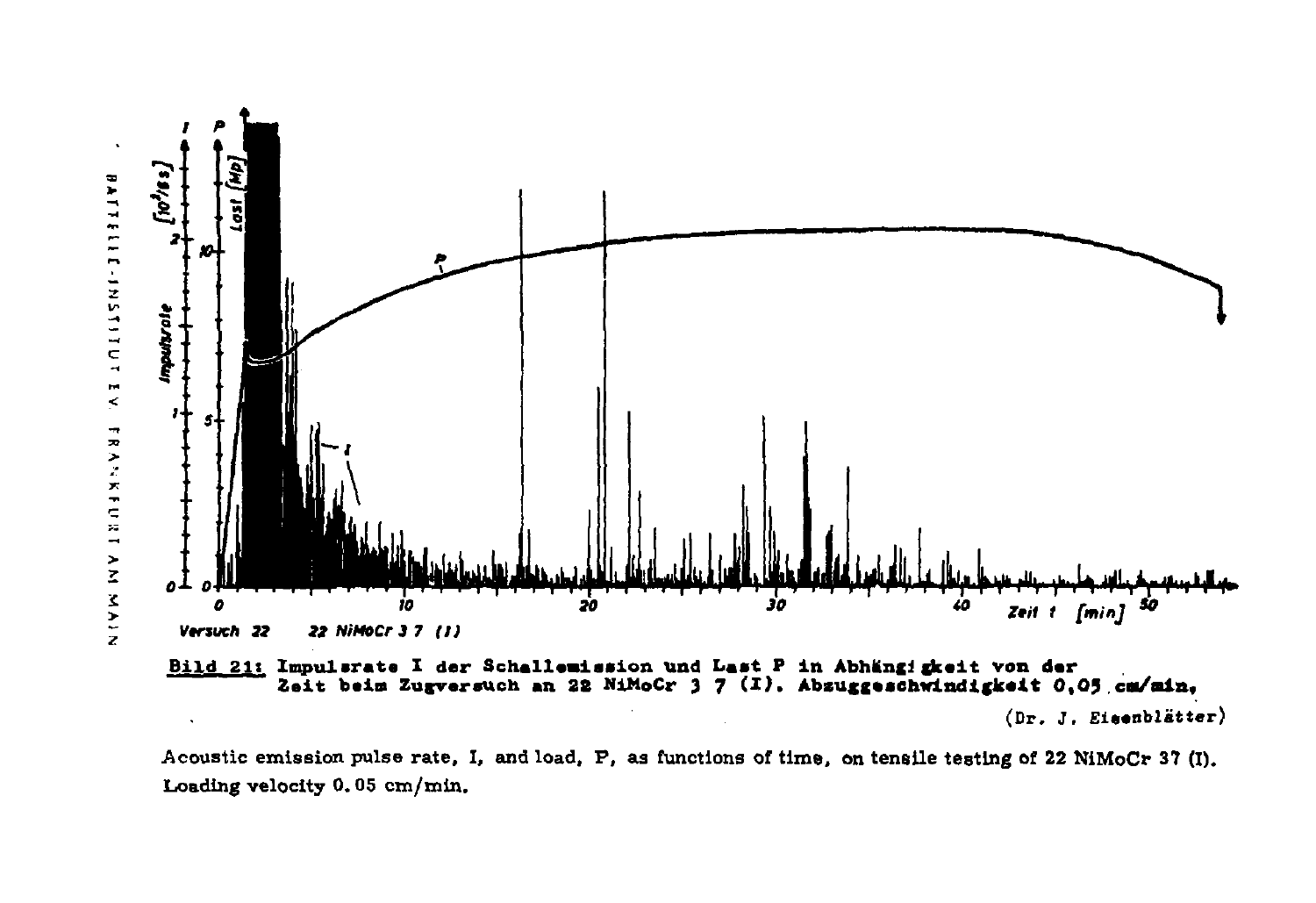**Bild 21:** Impulsrate I der Schallemission und Last P in Abhängigkeit von der Zeit beim Zugversuch an 22 NiMoCr 3 7 (I). Abzuggeschwindigkeit 0,05 cm/min.

(Dr. J. Eisenblätter)

Acoustic emission pulse rate, I, and load, P, as functions of time, on tensile testing of 22 NiMoCr 37 (I). Loading velocity 0.05 cm/min.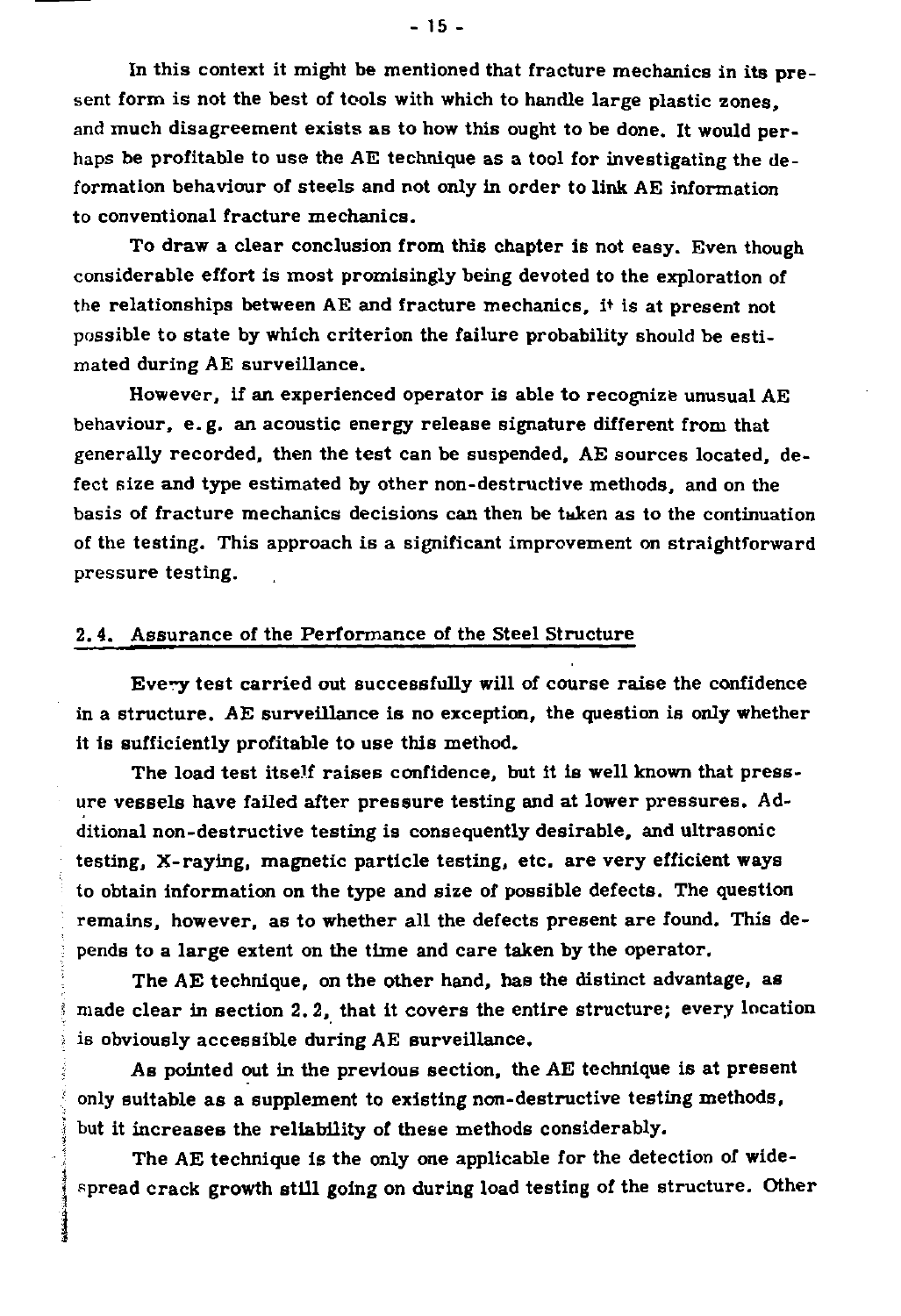In this context it might be mentioned that fracture mechanics in its present form is not the best of tools with which to handle large plastic zones, and much disagreement exists as to how this ought to be done. It would perhaps be profitable to use the AE technique as a tool for investigating the deformation behaviour of steels and not only in order to link AE information to conventional fracture mechanics.

To draw a clear conclusion from this chapter is not easy. Even though considerable effort is most promisingly being devoted to the exploration of the relationships between AE and fracture mechanics, it is at present not possible to state by which criterion the failure probability should be estimated during AE surveillance.

However, if an experienced operator is able to recognize unusual AE behaviour, e.g. an acoustic energy release signature different from that generally recorded, then the test can be suspended, AE sources located, defect size and type estimated by other non-destructive methods, and on the basis of fracture mechanics decisions can then be taken as to the continuation of the testing. This approach is a significant improvement on straightforward pressure testing.

## 2.4. Assurance of the Performance of the Steel Structure

Every test carried out successfully will of course raise the confidence in a structure. AE surveillance is no exception, the question is only whether it is sufficiently profitable to use this method.

The load test itself raises confidence, but it is well known that pressure vessels have failed after pressure testing and at lower pressures. Additional non-destructive testing is consequently desirable, and ultrasonic testing, X-raying, magnetic particle testing, etc. are very efficient ways to obtain information on the type and size of possible defects. The question remains, however, as to whether all the defects present are found. This depends to a large extent on the time and care taken by the operator.

The AE technique, on the other hand, has the distinct advantage, as made clear in section 2.2, that it covers the entire structure; every location is obviously accessible during AE surveillance.

As pointed out in the previous section, the AE technique is at present only suitable as a supplement to existing non-destructive testing methods, but it increases the reliability of these methods considerably.

The AE technique is the only one applicable for the detection of widespread crack growth still going on during load testing of the structure. Other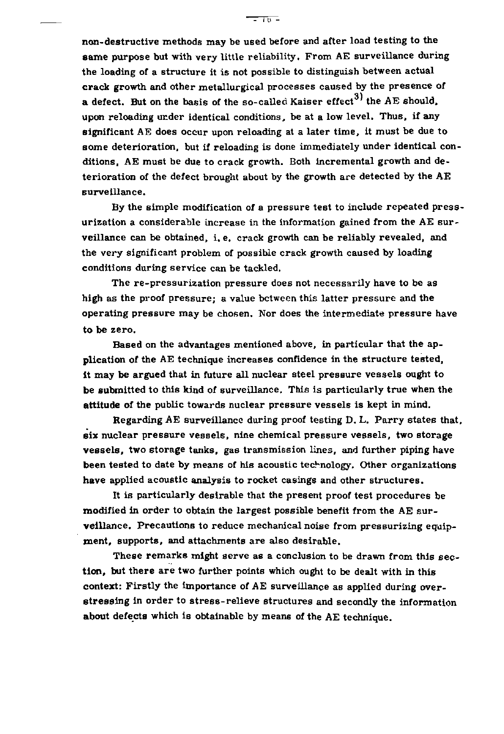non-destructive methods may be used before and after load testing to the same purpose but with very little reliability. From AE surveillance during the loading of a structure it is not possible to distinguish between actual crack growth and other metallurgical processes caused by the presence of a defect. But on the basis of the so-called Kaiser effect[3] the AE should, upon reloading under identical conditions, be at a low level. Thus, if any significant AE does occur upon reloading at a later time, it must be due to some deterioration, but if reloading is done immediately under identical conditions, AE must be due to crack growth. Both incremental growth and deterioration of the defect brought about by the growth are detected by the AE surveillance.

By the simple modification of a pressure test to include repeated pressurization a considerable increase in the information gained from the AE surveillance can be obtained, i.e. crack growth can be reliably revealed, and the very significant problem of possible crack growth caused by loading conditions during service can be tackled.

The re-pressurization pressure does not necessarily have to be as high as the proof pressure; a value between this latter pressure and the operating pressure may be chosen. Nor does the intermediate pressure have to be zero.

Based on the advantages mentioned above, in particular that the application of the AE technique increases confidence in the structure tested, it may be argued that in future all nuclear steel pressure vessels ought to be submitted to this kind of surveillance. This is particularly true when the attitude of the public towards nuclear pressure vessels is kept in mind.

Regarding AE surveillance during proof testing D. L. Parry states that, six nuclear pressure vessels, nine chemical pressure vessels, two storage vessels, two storage tanks, gas transmission lines, and further piping have been tested to date by means of his acoustic technology. Other organizations have applied acoustic analysis to rocket casings and other structures.

It is particularly desirable that the present proof test procedures be modified in order to obtain the largest possible benefit from the AE surveillance. Precautions to reduce mechanical noise from pressurizing equipment, supports, and attachments are also desirable.

These remarks might serve as a conclusion to be drawn from this section, but there are two further points which ought to be dealt with in this context: Firstly the importance of AE surveillance as applied during overstressing in order to stress-relieve structures and secondly the information about defects which is obtainable by means of the AE technique.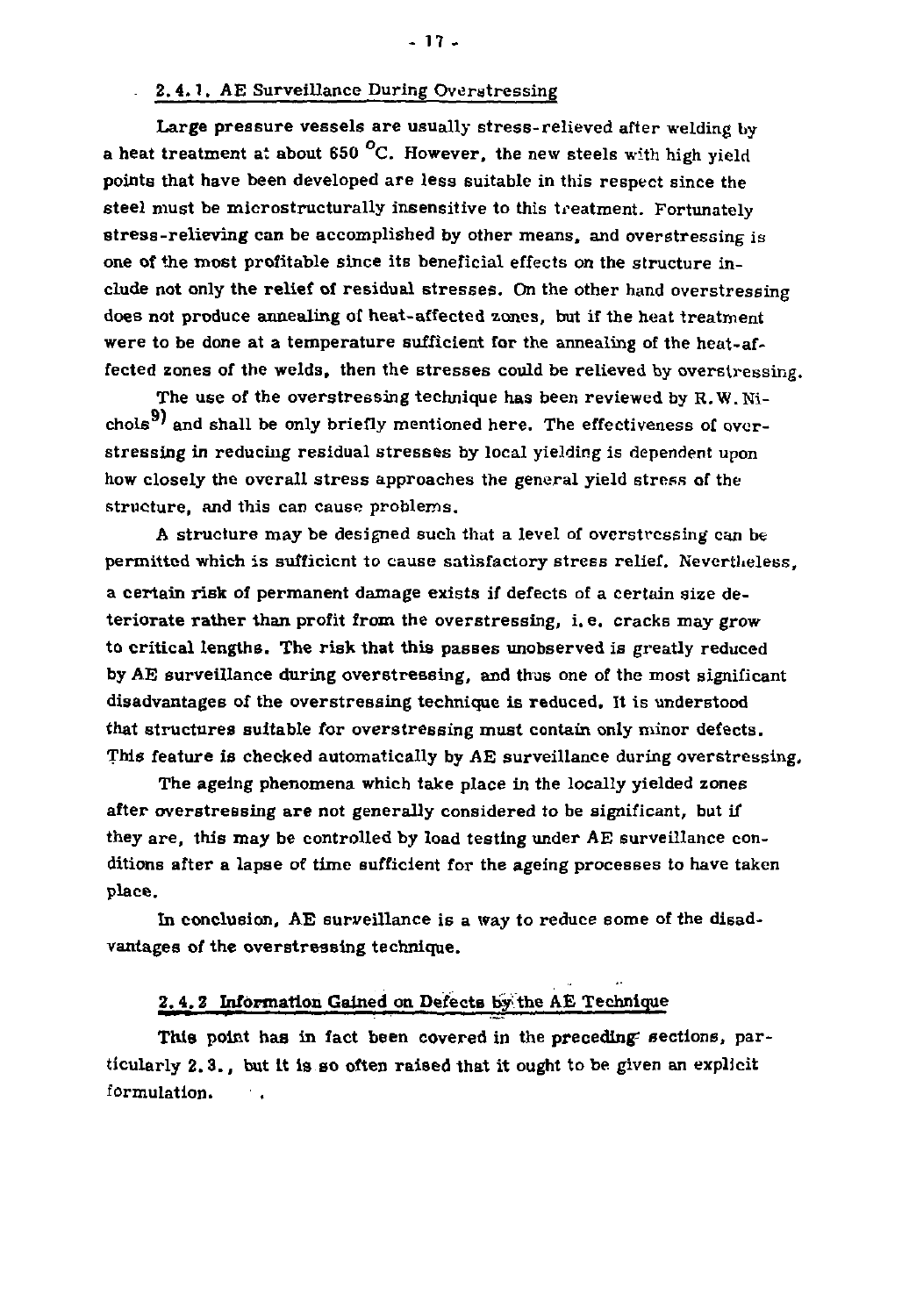### 2.4.1. AE Surveillance During Overstressing

Large pressure vessels are usually stress-relieved after welding by a heat treatment at about 650 °C. However, the new steels with high yield points that have been developed are less suitable in this respect since the steel must be microstructurally insensitive to this treatment. Fortunately stress-relieving can be accomplished by other means, and overstressing is one of the most profitable since its beneficial effects on the structure include not only the relief of residual stresses. On the other hand overstressing does not produce annealing of heat-affected zones, but if the heat treatment were to be done at a temperature sufficient for the annealing of the heat-affected zones of the welds, then the stresses could be relieved by overstressing.

The use of the overstressing technique has been reviewed by R.W. Nichols[9] and shall be only briefly mentioned here. The effectiveness of overstressing in reducing residual stresses by local yielding is dependent upon how closely the overall stress approaches the general yield stress of the structure, and this can cause problems.

A structure may be designed such that a level of overstressing can be permitted which is sufficient to cause satisfactory stress relief. Nevertheless, a certain risk of permanent damage exists if defects of a certain size deteriorate rather than profit from the overstressing, i.e. cracks may grow to critical lengths. The risk that this passes unobserved is greatly reduced by AE surveillance during overstressing, and thus one of the most significant disadvantages of the overstressing technique is reduced. It is understood that structures suitable for overstressing must contain only minor defects. This feature is checked automatically by AE surveillance during overstressing.

The ageing phenomena which take place in the locally yielded zones after overstressing are not generally considered to be significant, but if they are, this may be controlled by load testing under AE surveillance conditions after a lapse of time sufficient for the ageing processes to have taken place.

In conclusion, AE surveillance is a way to reduce some of the disadvantages of the overstressing technique.

### 2.4.2 Information Gained on Defects by the AE Technique

This point has in fact been covered in the preceding sections, particularly 2.3., but it is so often raised that it ought to be given an explicit formulation.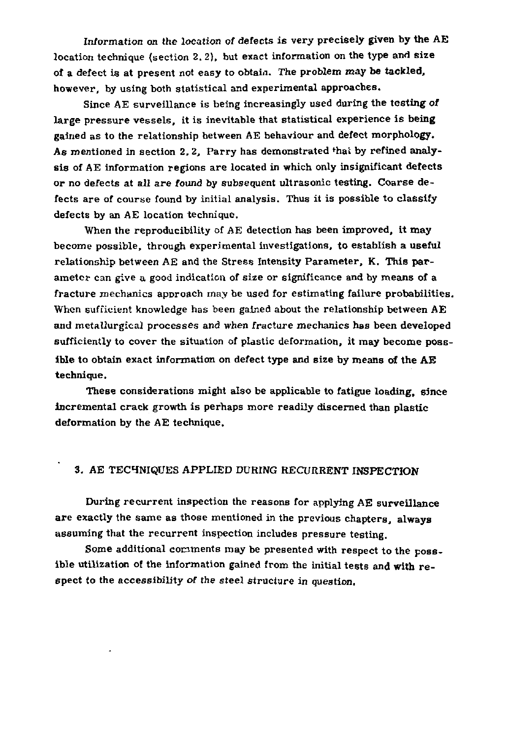Information on the location of defects is very precisely given by the AE location technique (section 2.2), but exact information on the type and size of a defect is at present not easy to obtain. The problem may be tackled, however, by using both statistical and experimental approaches.

Since AE surveillance is being increasingly used during the testing of large pressure vessels, it is inevitable that statistical experience is being gained as to the relationship between AE behaviour and defect morphology. As mentioned in section 2.2, Parry has demonstrated that by refined analysis of AE information regions are located in which only insignificant defects or no defects at all are found by subsequent ultrasonic testing. Coarse defects are of course found by initial analysis. Thus it is possible to classify defects by an AE location technique.

When the reproducibility of AE detection has been improved, it may become possible, through experimental investigations, to establish a useful relationship between AE and the Stress Intensity Parameter, K. This parameter can give a good indication of size or significance and by means of a fracture mechanics approach may be used for estimating failure probabilities. When sufficient knowledge has been gained about the relationship between AE and metallurgical processes and when fracture mechanics has been developed sufficiently to cover the situation of plastic deformation, it may become possible to obtain exact information on defect type and size by means of the AE technique.

These considerations might also be applicable to fatigue loading, since incremental crack growth is perhaps more readily discerned than plastic deformation by the AE technique.

## 3. AE TECHNIQUES APPLIED DURING RECURRENT INSPECTION

During recurrent inspection the reasons for applying AE surveillance are exactly the same as those mentioned in the previous chapters, always assuming that the recurrent inspection includes pressure testing.

Some additional comments may be presented with respect to the possible utilization of the information gained from the initial tests and with respect to the accessibility of the steel structure in question.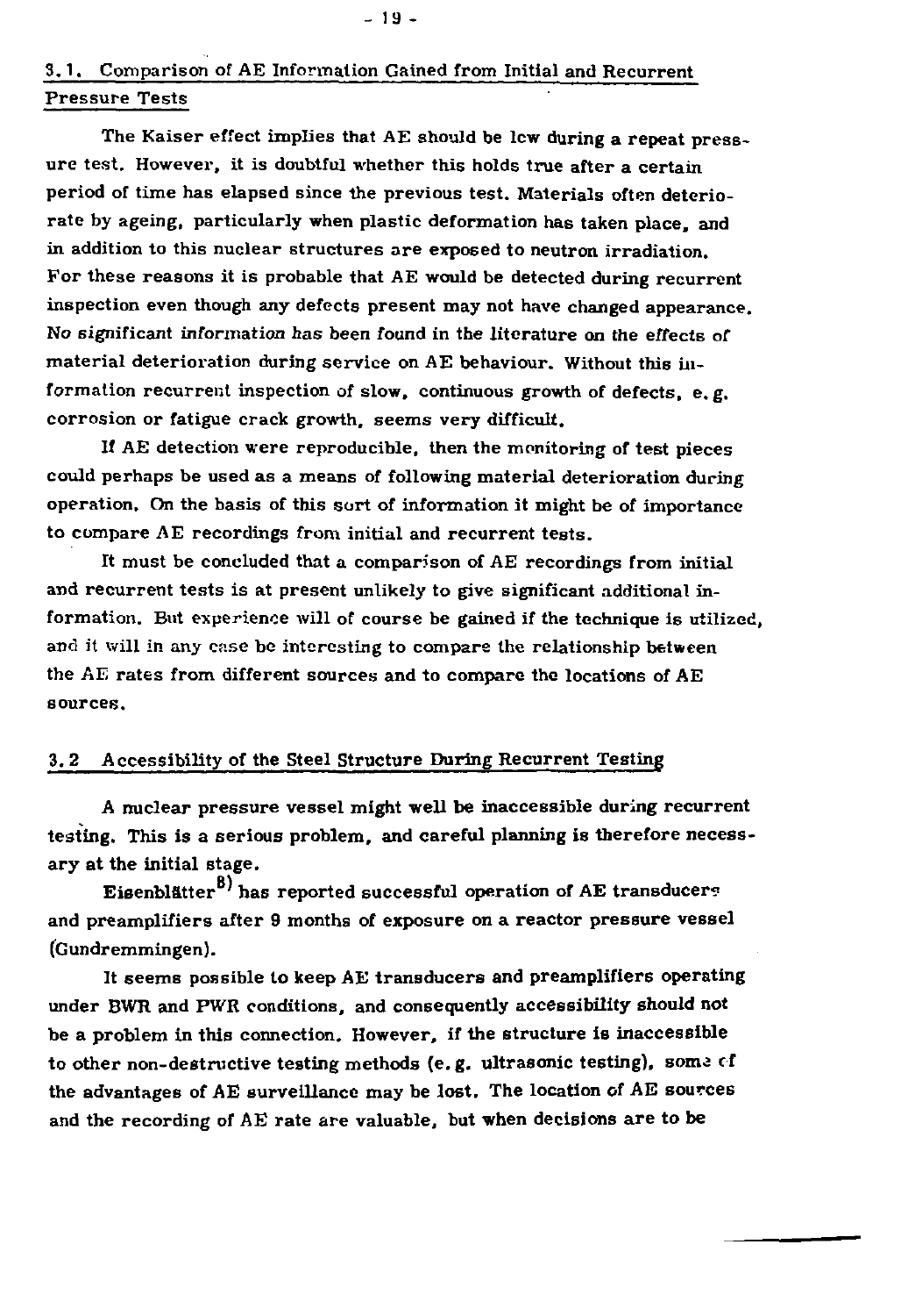### 3.1. Comparison of AE Information Gained from Initial and Recurrent Pressure Tests

The Kaiser effect implies that AE should be lcw during a repeat pressure test. However, it is doubtful whether this holds true after a certain period of time has elapsed since the previous test. Materials often deteriorate by ageing, particularly when plastic deformation has taken place, and in addition to this nuclear structures are exposed to neutron irradiation. For these reasons it is probable that AE would be detected during recurrent inspection even though any defects present may not have changed appearance. *No significant information has been found in the literature on the effects of material deterioration during service on AE behaviour.* Without this information recurrent inspection of slow, continuous growth of defects, e.g. corrosion or fatigue crack growth, seems very difficult.

If AE detection were reproducible, then the monitoring of test pieces could perhaps be used as a means of following material deterioration during operation. On the basis of this sort of information it might be of importance to compare AE recordings from initial and recurrent tests.

It must be concluded that a comparison of AE recordings from initial and recurrent tests is at present unlikely to give significant additional information. But experience will of course be gained if the technique is utilized, and it will in any case be interesting to compare the relationship between the AE rates from different sources and to compare the locations of AE sources.

### 3.2 Accessibility of the Steel Structure During Recurrent Testing

A nuclear pressure vessel might well be inaccessible during recurrent testing. This is a serious problem, and careful planning is therefore necessary at the initial stage.

Eisenblätter[8] has reported successful operation of AE transducers and preamplifiers after 9 months of exposure on a reactor pressure vessel (Gundremmingen).

It seems possible to keep AE transducers and preamplifiers operating under BWR and PWR conditions, and consequently accessibility should not be a problem in this connection. However, if the structure is inaccessible to other non-destructive testing methods (e.g. ultrasonic testing), some of the advantages of AE surveillance may be lost. The location of AE sources and the recording of AE rate are valuable, but when decisions are to be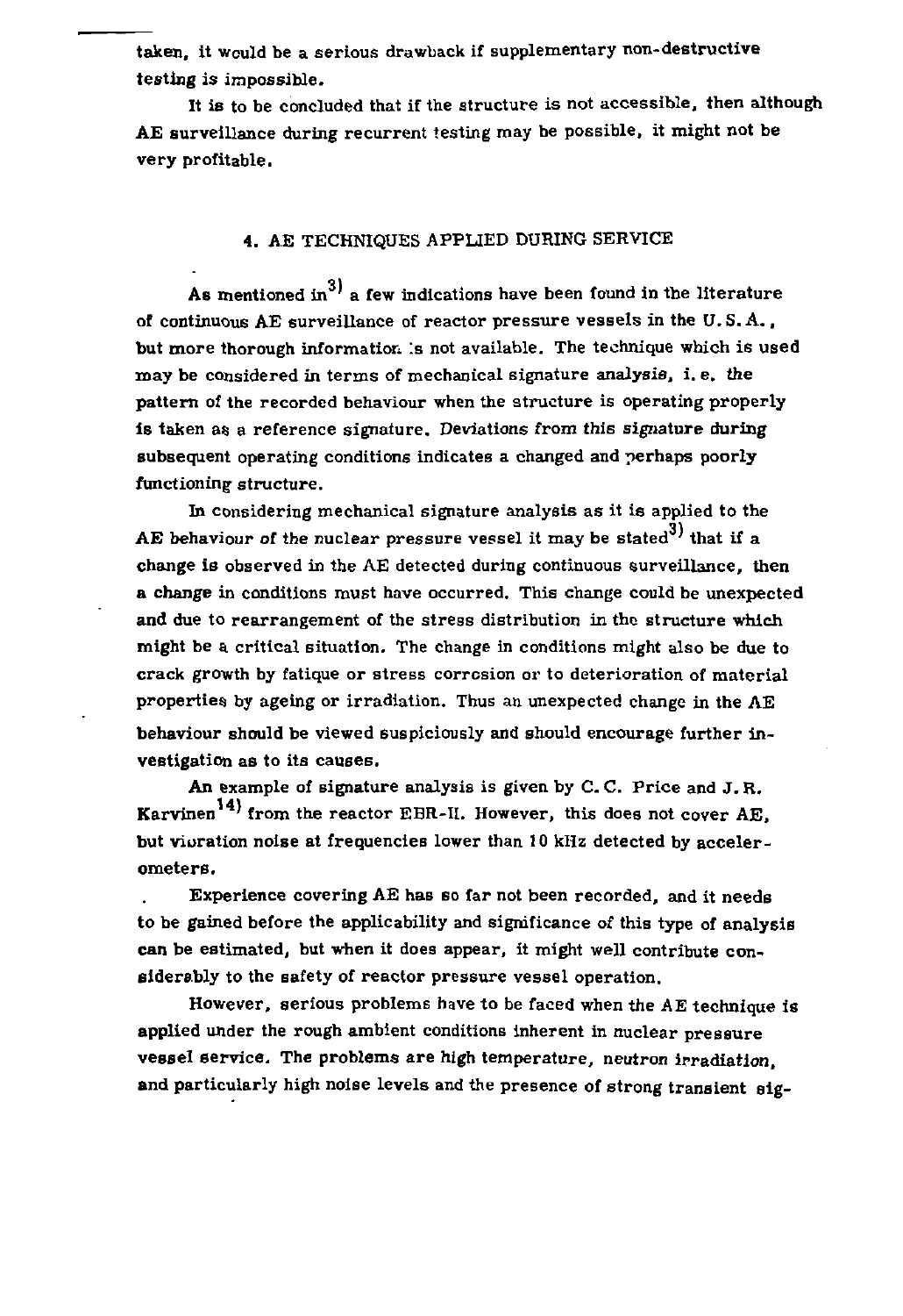taken, it would be a serious drawback if supplementary non-destructive testing is impossible.

It is to be concluded that if the structure is not accessible, then although AE surveillance during recurrent testing may be possible, it might not be very profitable.

## 4. AE TECHNIQUES APPLIED DURING SERVICE

As mentioned in[3] a few indications have been found in the literature of continuous AE surveillance of reactor pressure vessels in the U.S.A., but more thorough information is not available. The technique which is used may be considered in terms of mechanical signature analysis, i.e. the pattern of the recorded behaviour when the structure is operating properly is taken as a reference signature. Deviations from this signature during subsequent operating conditions indicates a changed and perhaps poorly functioning structure.

In considering mechanical signature analysis as it is applied to the AE behaviour of the nuclear pressure vessel it may be stated[3] that if a change is observed in the AE detected during continuous surveillance, then a change in conditions must have occurred. This change could be unexpected and due to rearrangement of the stress distribution in the structure which might be a critical situation. The change in conditions might also be due to crack growth by fatique or stress corrosion or to deterioration of material properties by ageing or irradiation. Thus an unexpected change in the AE behaviour should be viewed suspiciously and should encourage further investigation as to its causes.

An example of signature analysis is given by C. C. Price and J. R. Karvinen[14] from the reactor EBR-II. However, this does not cover AE, but vibration noise at frequencies lower than 10 kHz detected by accelerometers.

Experience covering AE has so far not been recorded, and it needs to be gained before the applicability and significance of this type of analysis can be estimated, but when it does appear, it might well contribute considerably to the safety of reactor pressure vessel operation.

However, serious problems have to be faced when the AE technique is applied under the rough ambient conditions inherent in nuclear pressure vessel service. The problems are high temperature, neutron irradiation, and particularly high noise levels and the presence of strong transient sig-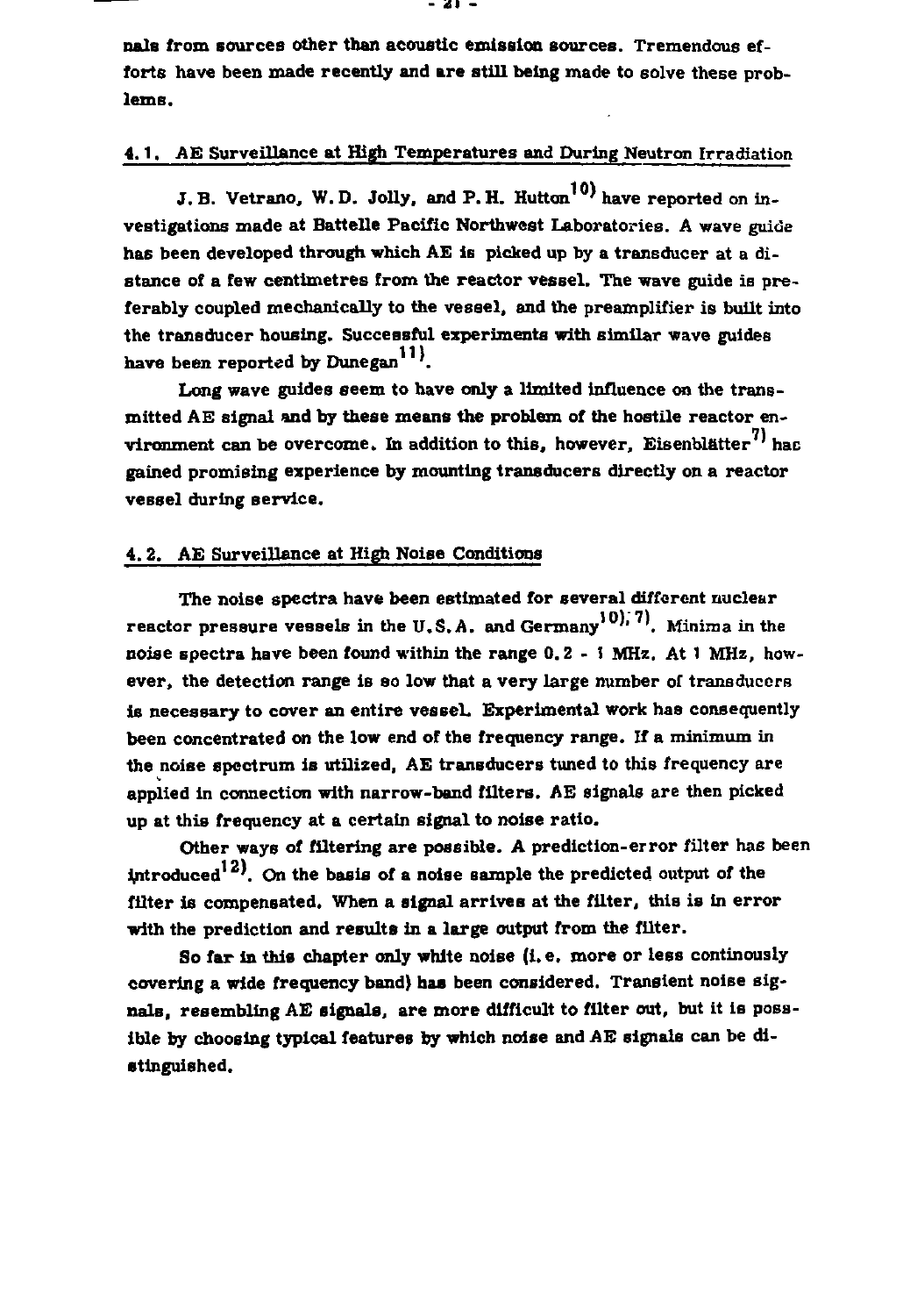nals from sources other than acoustic emission sources. Tremendous efforts have been made recently and are still being made to solve these problems.

## 4.1. AE Surveillance at High Temperatures and During Neutron Irradiation

J.B. Vetrano, W.D. Jolly, and P.H. Hutton[10] have reported on investigations made at Battelle Pacific Northwest Laboratories. A wave guide has been developed through which AE is picked up by a transducer at a distance of a few centimetres from the reactor vessel. The wave guide is preferably coupled mechanically to the vessel, and the preamplifier is built into the transducer housing. Successful experiments with similar wave guides have been reported by Dunegan[11].

Long wave guides seem to have only a limited influence on the transmitted AE signal and by these means the problem of the hostile reactor environment can be overcome. In addition to this, however, Eisenblätter[7] has gained promising experience by mounting transducers directly on a reactor vessel during service.

## 4.2. AE Surveillance at High Noise Conditions

The noise spectra have been estimated for several different nuclear reactor pressure vessels in the U.S.A. and Germany[10; 7]. Minima in the noise spectra have been found within the range 0.2 - 1 MHz. At 1 MHz, however, the detection range is so low that a very large number of transducers is necessary to cover an entire vessel. Experimental work has consequently been concentrated on the low end of the frequency range. If a minimum in the noise spectrum is utilized, AE transducers tuned to this frequency are applied in connection with narrow-band filters. AE signals are then picked up at this frequency at a certain signal to noise ratio.

Other ways of filtering are possible. A prediction-error filter has been introduced[12]. On the basis of a noise sample the predicted output of the filter is compensated. When a signal arrives at the filter, this is in error with the prediction and results in a large output from the filter.

So far in this chapter only white noise (i.e. more or less continously covering a wide frequency band) has been considered. Transient noise signals, resembling AE signals, are more difficult to filter out, but it is possible by choosing typical features by which noise and AE signals can be distinguished.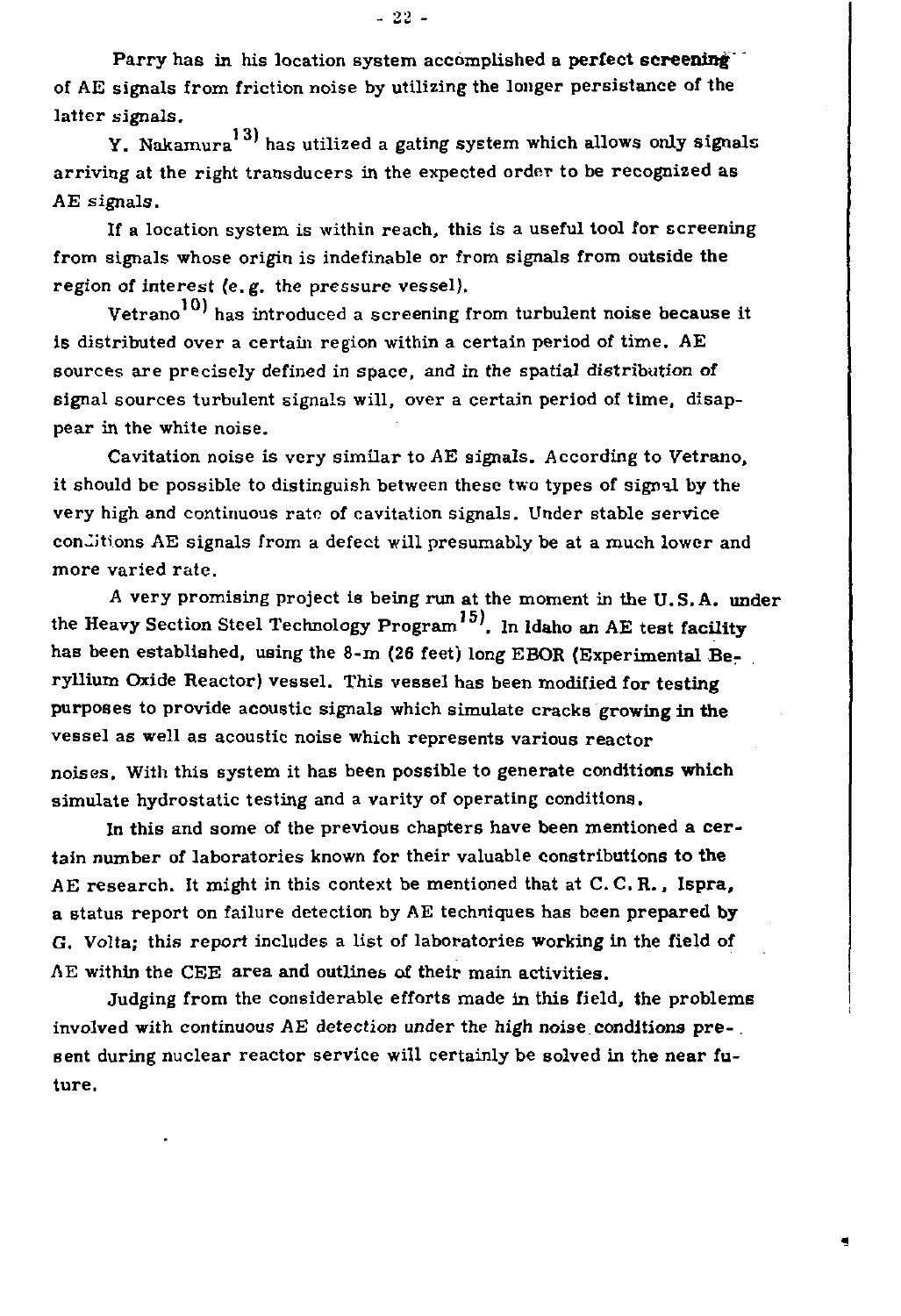Parry has in his location system accomplished a perfect screening of AE signals from friction noise by utilizing the longer persistance of the latter signals.

Y. Nakamura[13] has utilized a gating system which allows only signals arriving at the right transducers in the expected order to be recognized as AE signals.

If a location system is within reach, this is a useful tool for screening from signals whose origin is indefinable or from signals from outside the region of interest (e.g. the pressure vessel).

Vetrano[10] has introduced a screening from turbulent noise because it is distributed over a certain region within a certain period of time. AE sources are precisely defined in space, and in the spatial distribution of signal sources turbulent signals will, over a certain period of time, disappear in the white noise.

Cavitation noise is very similar to AE signals. According to Vetrano, it should be possible to distinguish between these two types of signal by the very high and continuous rate of cavitation signals. Under stable service conditions AE signals from a defect will presumably be at a much lower and more varied rate.

A very promising project is being run at the moment in the U.S.A. under the Heavy Section Steel Technology Program[15]. In Idaho an AE test facility has been established, using the 8-m (26 feet) long EBOR (Experimental Beryllium Oxide Reactor) vessel. This vessel has been modified for testing purposes to provide acoustic signals which simulate cracks growing in the vessel as well as acoustic noise which represents various reactor noises. With this system it has been possible to generate conditions which simulate hydrostatic testing and a varity of operating conditions.

In this and some of the previous chapters have been mentioned a certain number of laboratories known for their valuable constributions to the AE research. It might in this context be mentioned that at C.C.R., Ispra, a status report on failure detection by AE techniques has been prepared by G. Volta; this report includes a list of laboratories working in the field of AE within the CEE area and outlines of their main activities.

Judging from the considerable efforts made in this field, the problems involved with continuous AE detection under the high noise conditions present during nuclear reactor service will certainly be solved in the near future.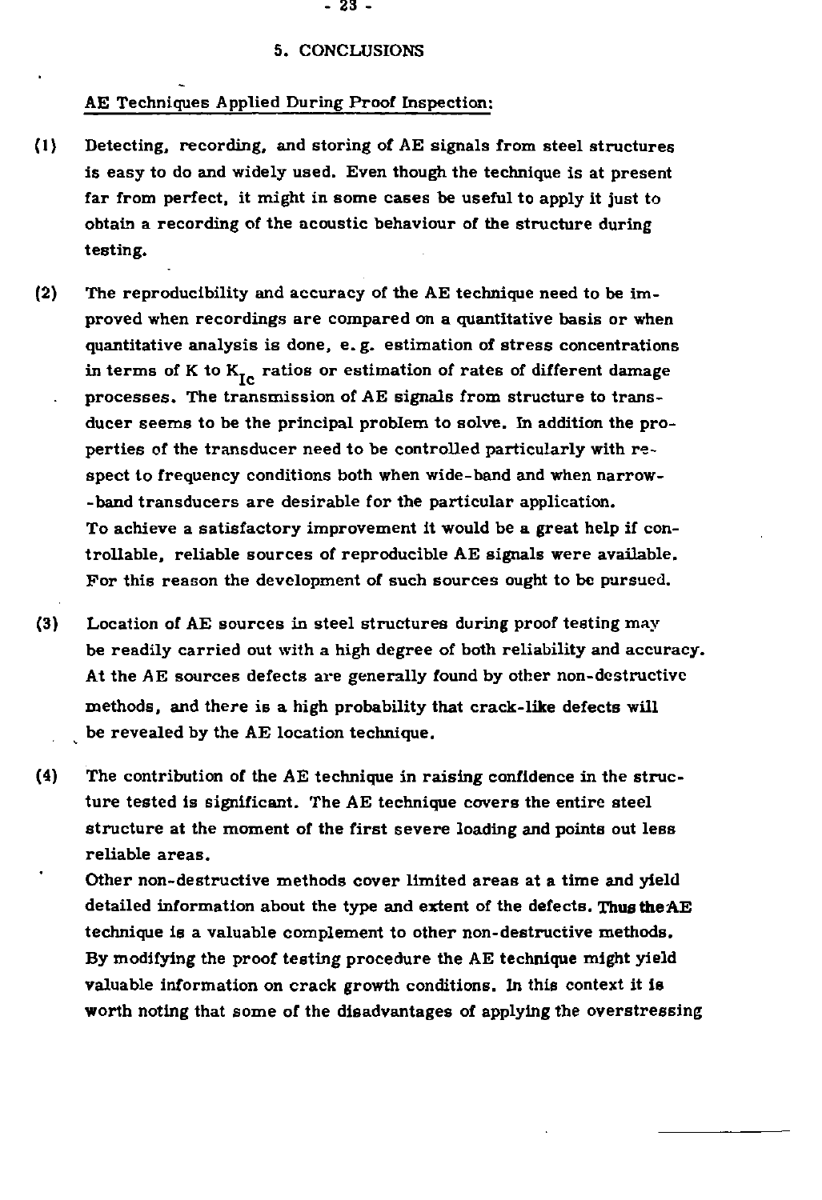## 5. CONCLUSIONS

<u>AE Techniques Applied During Proof Inspection:</u>

(1) Detecting, recording, and storing of AE signals from steel structures is easy to do and widely used. Even though the technique is at present far from perfect, it might in some cases be useful to apply it just to obtain a recording of the acoustic behaviour of the structure during testing.

(2) The reproducibility and accuracy of the AE technique need to be improved when recordings are compared on a quantitative basis or when quantitative analysis is done, e.g. estimation of stress concentrations in terms of K to $K_{Ic}$ ratios or estimation of rates of different damage processes. The transmission of AE signals from structure to transducer seems to be the principal problem to solve. In addition the properties of the transducer need to be controlled particularly with respect to frequency conditions both when wide-band and when narrow-band transducers are desirable for the particular application. To achieve a satisfactory improvement it would be a great help if controllable, reliable sources of reproducible AE signals were available. For this reason the development of such sources ought to be pursued.

(3) Location of AE sources in steel structures during proof testing may be readily carried out with a high degree of both reliability and accuracy. At the AE sources defects are generally found by other non-destructive methods, and there is a high probability that crack-like defects will be revealed by the AE location technique.

(4) The contribution of the AE technique in raising confidence in the structure tested is significant. The AE technique covers the entire steel structure at the moment of the first severe loading and points out less reliable areas.
Other non-destructive methods cover limited areas at a time and yield detailed information about the type and extent of the defects. Thus the AE technique is a valuable complement to other non-destructive methods. By modifying the proof testing procedure the AE technique might yield valuable information on crack growth conditions. In this context it is worth noting that some of the disadvantages of applying the overstressing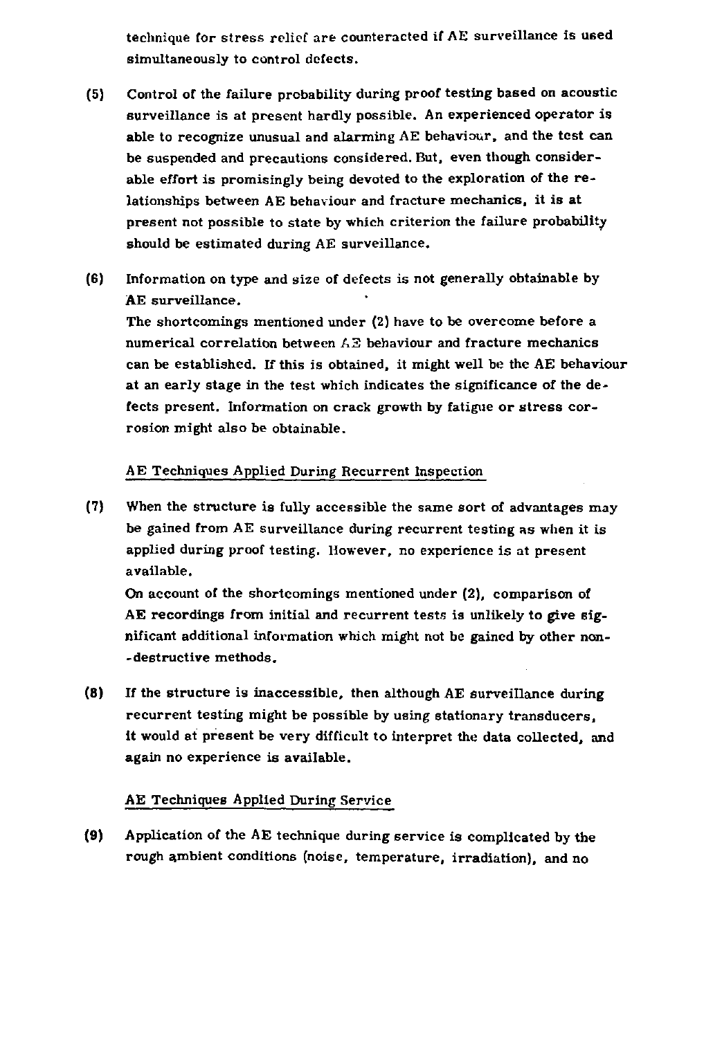technique for stress relief are counteracted if AE surveillance is used simultaneously to control defects.

(5) Control of the failure probability during proof testing based on acoustic surveillance is at present hardly possible. An experienced operator is able to recognize unusual and alarming AE behaviour, and the test can be suspended and precautions considered. But, even though considerable effort is promisingly being devoted to the exploration of the relationships between AE behaviour and fracture mechanics, it is at present not possible to state by which criterion the failure probability should be estimated during AE surveillance.

(6) Information on type and size of defects is not generally obtainable by AE surveillance.
The shortcomings mentioned under (2) have to be overcome before a numerical correlation between AE behaviour and fracture mechanics can be established. If this is obtained, it might well be the AE behaviour at an early stage in the test which indicates the significance of the defects present. Information on crack growth by fatigue or stress corrosion might also be obtainable.

<u>AE Techniques Applied During Recurrent Inspection</u>

(7) When the structure is fully accessible the same sort of advantages may be gained from AE surveillance during recurrent testing as when it is applied during proof testing. However, no experience is at present available.
On account of the shortcomings mentioned under (2), comparison of AE recordings from initial and recurrent tests is unlikely to give significant additional information which might not be gained by other non-destructive methods.

(8) If the structure is inaccessible, then although AE surveillance during recurrent testing might be possible by using stationary transducers, it would at present be very difficult to interpret the data collected, and again no experience is available.

<u>AE Techniques Applied During Service</u>

(9) Application of the AE technique during service is complicated by the rough ambient conditions (noise, temperature, irradiation), and no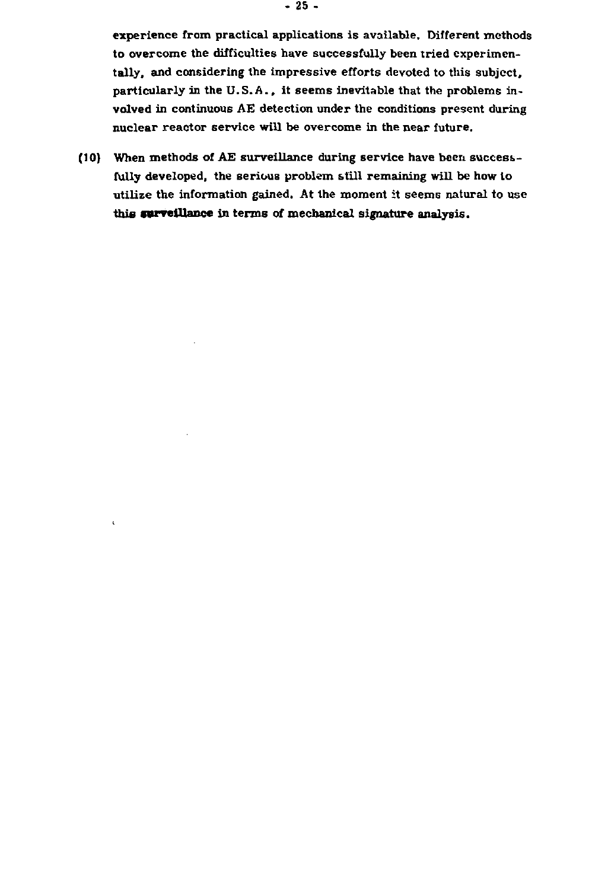experience from practical applications is available. Different methods to overcome the difficulties have successfully been tried experimentally, and considering the impressive efforts devoted to this subject, particularly in the U.S.A., it seems inevitable that the problems involved in continuous AE detection under the conditions present during nuclear reactor service will be overcome in the near future.

(10) When methods of AE surveillance during service have been successfully developed, the serious problem still remaining will be how to utilize the information gained. At the moment it seems natural to use this surveillance in terms of mechanical signature analysis.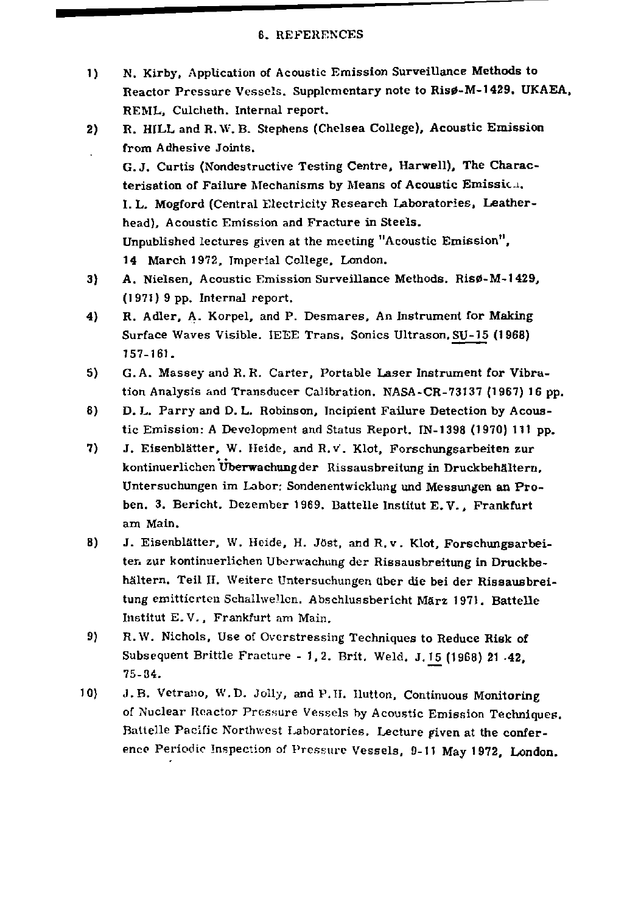## 6. REFERENCES

1) N. Kirby, Application of Acoustic Emission Surveillance Methods to Reactor Pressure Vessels. Supplementary note to Risø-M-1429. UKAEA, REML, Culcheth. Internal report.

2) R. HILL and R.W.B. Stephens (Chelsea College), Acoustic Emission from Adhesive Joints.
G.J. Curtis (Nondestructive Testing Centre, Harwell), The Characterisation of Failure Mechanisms by Means of Acoustic Emission.
I.L. Mogford (Central Electricity Research Laboratories, Leatherhead), Acoustic Emission and Fracture in Steels.
Unpublished lectures given at the meeting "Acoustic Emission", 14 March 1972, Imperial College, London.

3) A. Nielsen, Acoustic Emission Surveillance Methods. Risø-M-1429, (1971) 9 pp. Internal report.

4) R. Adler, A. Korpel, and P. Desmares, An Instrument for Making Surface Waves Visible. IEEE Trans. Sonics Ultrason. SU-15 (1968) 157-161.

5) G.A. Massey and R.R. Carter, Portable Laser Instrument for Vibration Analysis and Transducer Calibration. NASA-CR-73137 (1967) 16 pp.

6) D.L. Parry and D.L. Robinson, Incipient Failure Detection by Acoustic Emission: A Development and Status Report. IN-1398 (1970) 111 pp.

7) J. Eisenblätter, W. Heide, and R.v. Klot, Forschungsarbeiten zur kontinuerlichen Überwachung der Rissausbreitung in Druckbehältern, Untersuchungen im Labor: Sondenentwicklung und Messungen an Proben. 3. Bericht. Dezember 1969. Battelle Institut E.V., Frankfurt am Main.

8) J. Eisenblätter, W. Heide, H. Jöst, and R.v. Klot, Forschungsarbeiten zur kontinuerlichen Uberwachung der Rissausbreitung in Druckbehältern. Teil II. Weitere Untersuchungen über die bei der Rissausbreitung emittierten Schallwellen. Abschlussbericht März 1971. Battelle Institut E.V., Frankfurt am Main.

9) R.W. Nichols, Use of Overstressing Techniques to Reduce Risk of Subsequent Brittle Fracture - 1, 2. Brit. Weld. J. 15 (1968) 21-42, 75-84.

10) J.B. Vetrano, W.D. Jolly, and P.H. Hutton, Continuous Monitoring of Nuclear Reactor Pressure Vessels by Acoustic Emission Techniques. Battelle Pacific Northwest Laboratories. Lecture given at the conference Periodic Inspection of Pressure Vessels, 9-11 May 1972, London.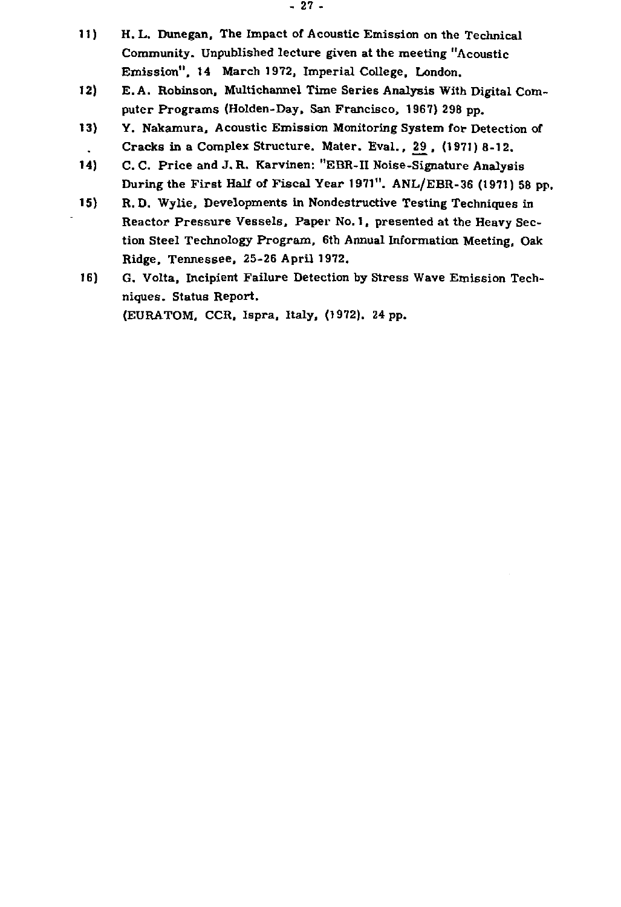11) H. L. Dunegan, The Impact of Acoustic Emission on the Technical Community. Unpublished lecture given at the meeting "Acoustic Emission", 14 March 1972, Imperial College, London.

12) E. A. Robinson, Multichannel Time Series Analysis With Digital Computer Programs (Holden-Day, San Francisco, 1967) 298 pp.

13) Y. Nakamura, Acoustic Emission Monitoring System for Detection of Cracks in a Complex Structure. Mater. Eval., 29, (1971) 8-12.

14) C. C. Price and J. R. Karvinen: "EBR-II Noise-Signature Analysis During the First Half of Fiscal Year 1971". ANL/EBR-36 (1971) 58 pp.

15) R. D. Wylie, Developments in Nondestructive Testing Techniques in Reactor Pressure Vessels, Paper No. 1, presented at the Heavy Section Steel Technology Program, 6th Annual Information Meeting, Oak Ridge, Tennessee, 25-26 April 1972.

16) G. Volta, Incipient Failure Detection by Stress Wave Emission Techniques. Status Report.
(EURATOM, CCR, Ispra, Italy, (1972). 24 pp.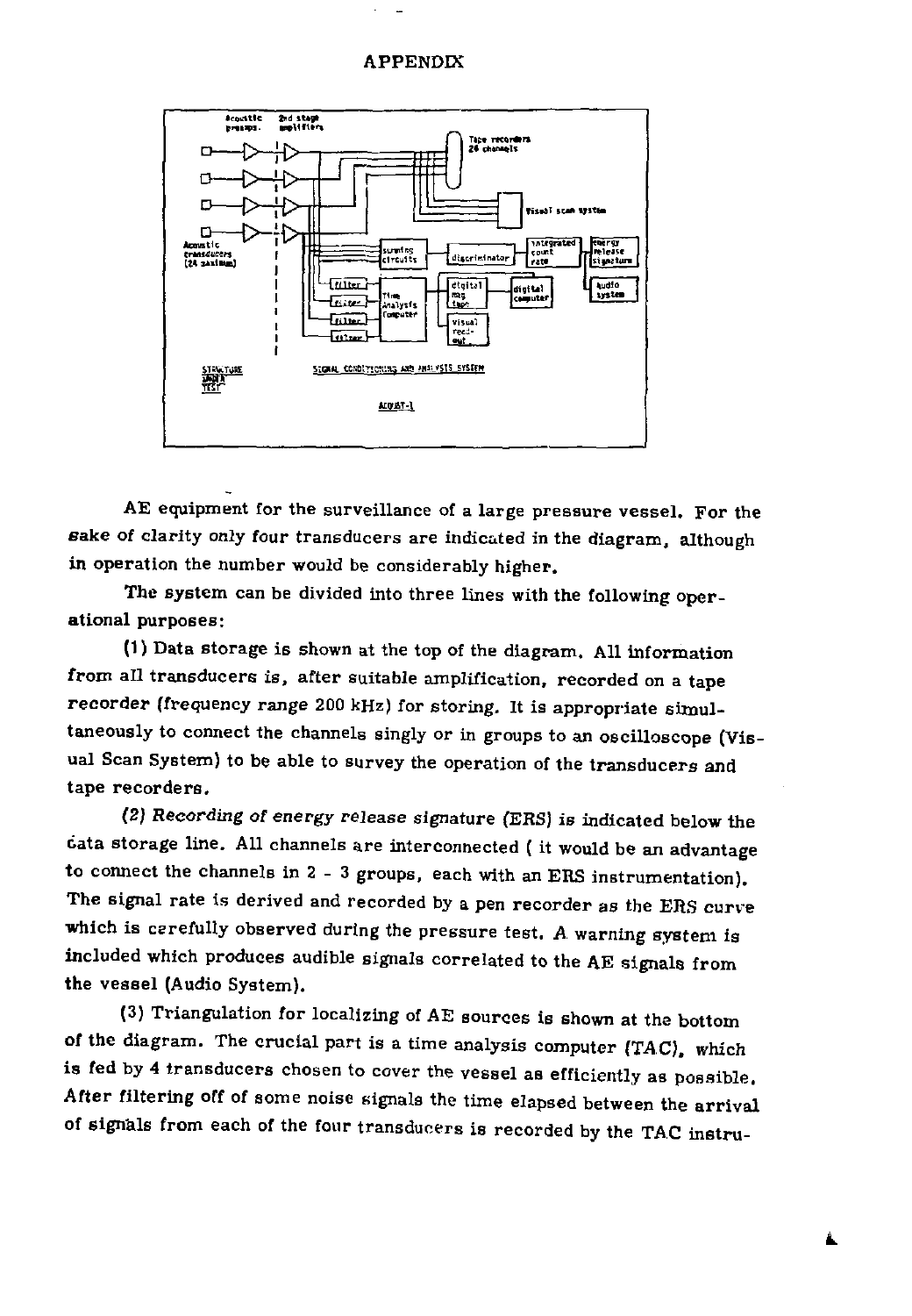# APPENDIX

AE equipment for the surveillance of a large pressure vessel. For the sake of clarity only four transducers are indicated in the diagram, although in operation the number would be considerably higher.

The system can be divided into three lines with the following operational purposes:

(1) Data storage is shown at the top of the diagram. All information from all transducers is, after suitable amplification, recorded on a tape recorder (frequency range 200 kHz) for storing. It is appropriate simultaneously to connect the channels singly or in groups to an oscilloscope (Visual Scan System) to be able to survey the operation of the transducers and tape recorders.

*(2) Recording of energy release signature* (ERS) is indicated below the data storage line. All channels are interconnected ( it would be an advantage to connect the channels in 2 - 3 groups, each with an ERS instrumentation). The signal rate is derived and recorded by a pen recorder as the ERS curve which is carefully observed during the pressure test. A warning system is included which produces audible signals correlated to the AE signals from the vessel (Audio System).

(3) Triangulation for localizing of AE sources is shown at the bottom of the diagram. The crucial part is a time analysis computer (TAC), which is fed by 4 transducers chosen to cover the vessel as efficiently as possible. After filtering off of some noise signals the time elapsed between the arrival of signals from each of the four transducers is recorded by the TAC instru-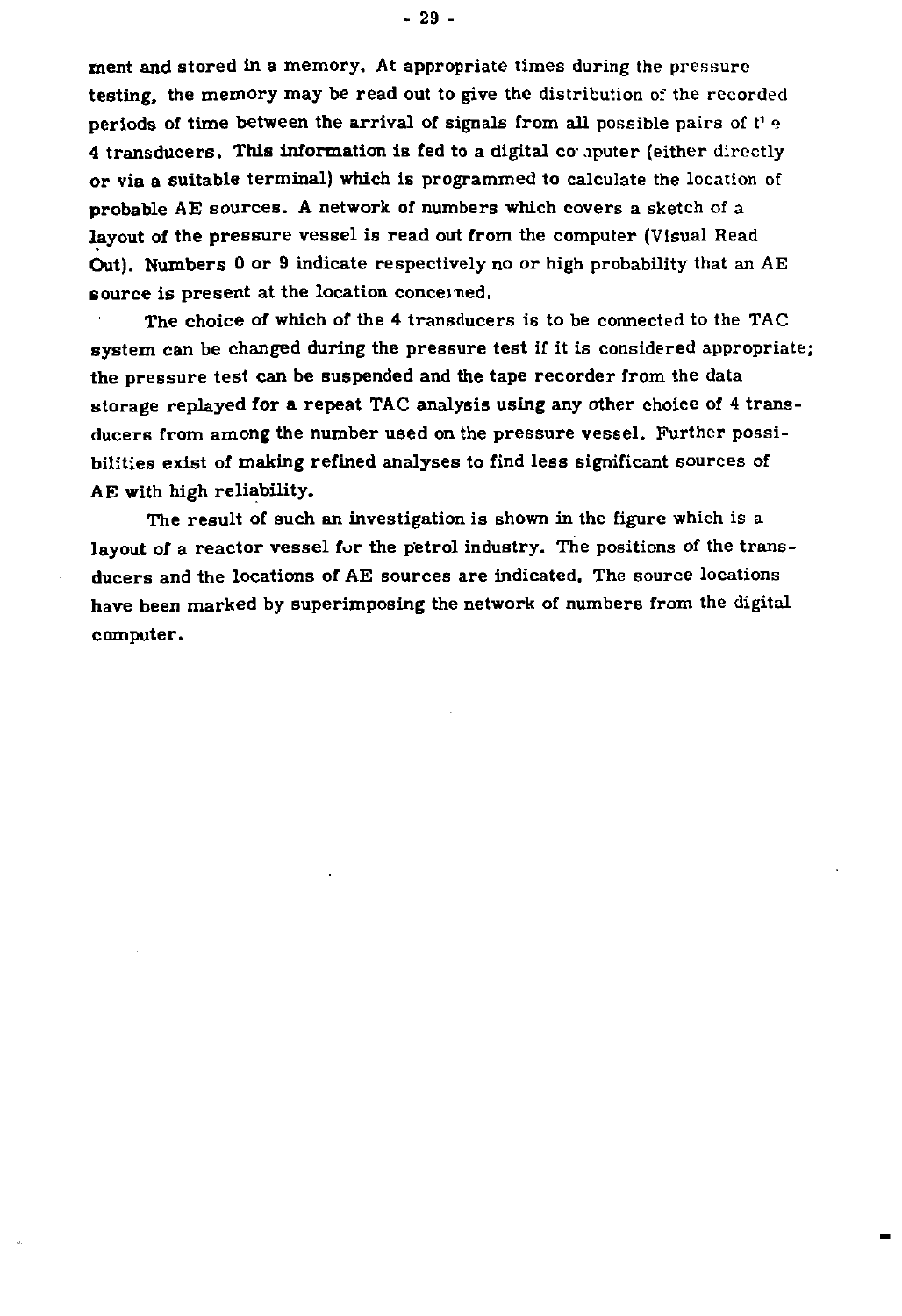ment and stored in a memory. At appropriate times during the pressure testing, the memory may be read out to give the distribution of the recorded periods of time between the arrival of signals from all possible pairs of the 4 transducers. This information is fed to a digital computer (either directly or via a suitable terminal) which is programmed to calculate the location of probable AE sources. A network of numbers which covers a sketch of a layout of the pressure vessel is read out from the computer (Visual Read Out). Numbers 0 or 9 indicate respectively no or high probability that an AE source is present at the location concerned.

The choice of which of the 4 transducers is to be connected to the TAC system can be changed during the pressure test if it is considered appropriate; the pressure test can be suspended and the tape recorder from the data storage replayed for a repeat TAC analysis using any other choice of 4 transducers from among the number used on the pressure vessel. Further possibilities exist of making refined analyses to find less significant sources of AE with high reliability.

The result of such an investigation is shown in the figure which is a layout of a reactor vessel for the petrol industry. The positions of the transducers and the locations of AE sources are indicated. The source locations have been marked by superimposing the network of numbers from the digital computer.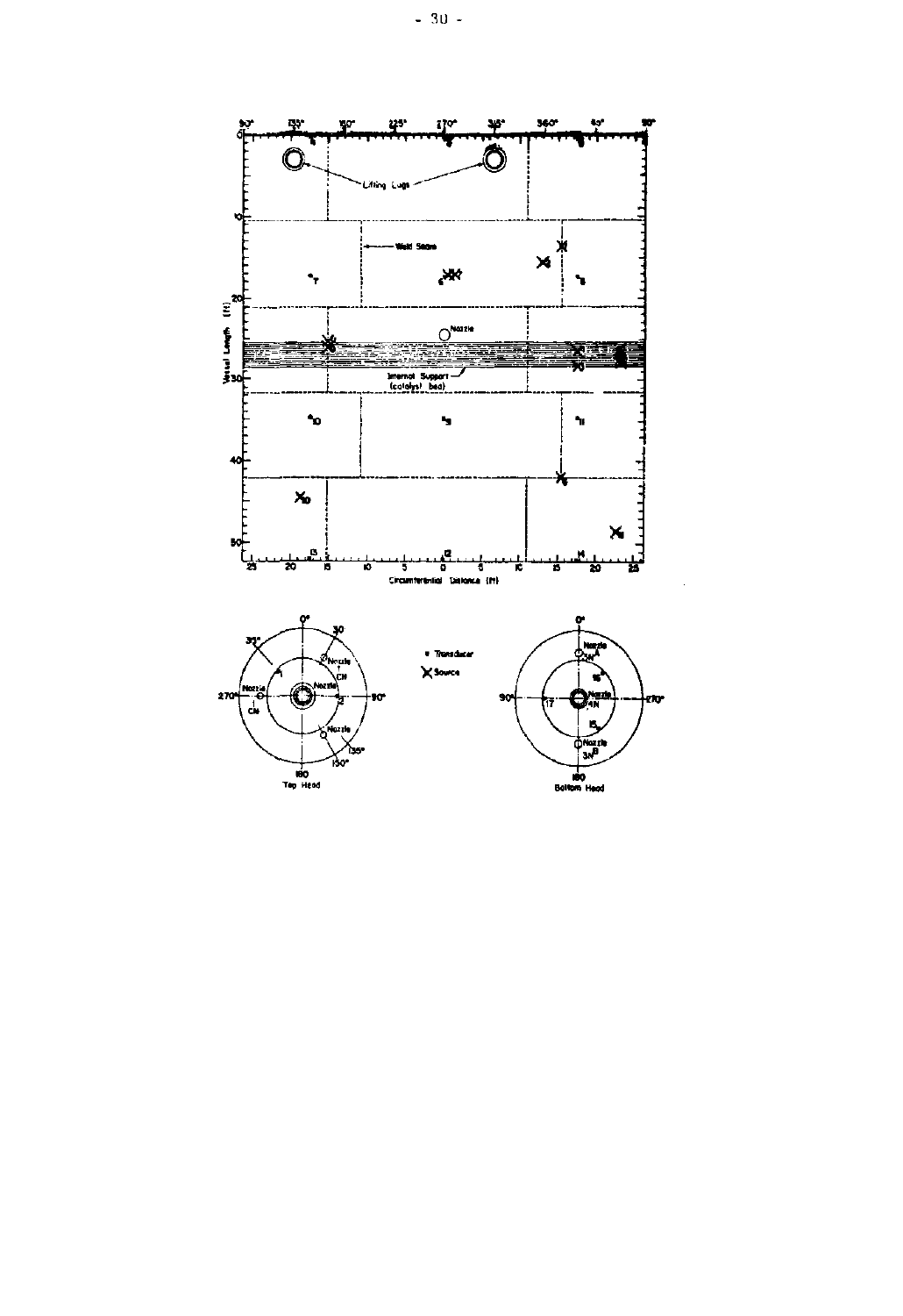90° 135° 180° 225° 270° 315° 360° 45° 90°

Lifting Lugs

Weld Seam

Nozzle

Internal Support (catalyst bed)

Vessel Length (ft)

Circumferential Distance (ft)

25 20 15 10 5 0 5 10 15 20 25

0 10 20 30 40 50

Top Head

Bottom Head

• Transducer

X Source